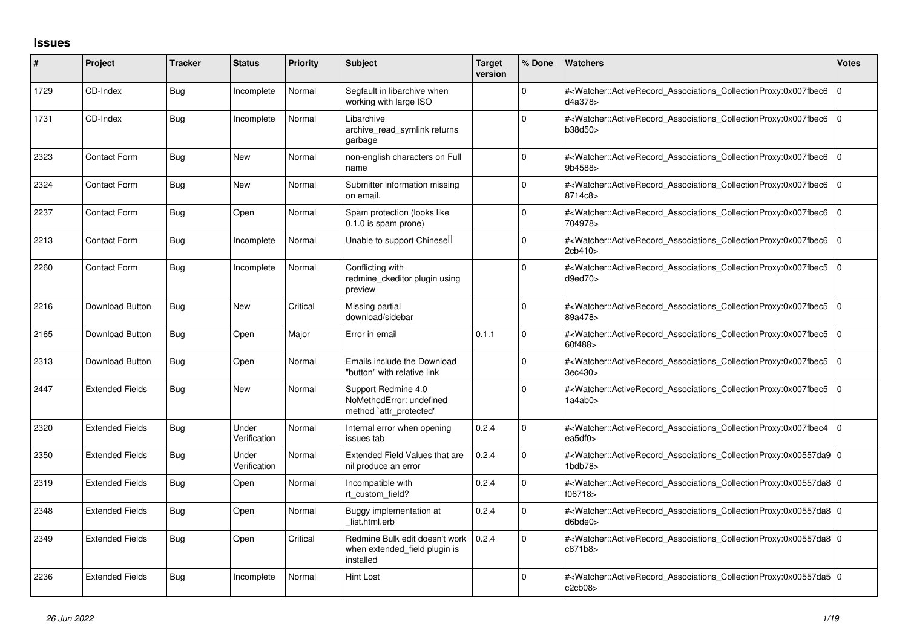## Issues

| # | Project | Tracker | Status | Priority | Subject | Target version | % Done | Watchers | Votes |
|---|---|---|---|---|---|---|---|---|---|
| 1729 | CD-Index | Bug | Incomplete | Normal | Segfault in libarchive when working with large ISO | | 0 | #<Watcher::ActiveRecord_Associations_CollectionProxy:0x007fbec6d4a378> | 0 |
| 1731 | CD-Index | Bug | Incomplete | Normal | Libarchive archive_read_symlink returns garbage | | 0 | #<Watcher::ActiveRecord_Associations_CollectionProxy:0x007fbec6b38d50> | 0 |
| 2323 | Contact Form | Bug | New | Normal | non-english characters on Full name | | 0 | #<Watcher::ActiveRecord_Associations_CollectionProxy:0x007fbec69b4588> | 0 |
| 2324 | Contact Form | Bug | New | Normal | Submitter information missing on email. | | 0 | #<Watcher::ActiveRecord_Associations_CollectionProxy:0x007fbec68714c8> | 0 |
| 2237 | Contact Form | Bug | Open | Normal | Spam protection (looks like 0.1.0 is spam prone) | | 0 | #<Watcher::ActiveRecord_Associations_CollectionProxy:0x007fbec6704978> | 0 |
| 2213 | Contact Form | Bug | Incomplete | Normal | Unable to support Chinese | | 0 | #<Watcher::ActiveRecord_Associations_CollectionProxy:0x007fbec62cb410> | 0 |
| 2260 | Contact Form | Bug | Incomplete | Normal | Conflicting with redmine_ckeditor plugin using preview | | 0 | #<Watcher::ActiveRecord_Associations_CollectionProxy:0x007fbec5d9ed70> | 0 |
| 2216 | Download Button | Bug | New | Critical | Missing partial download/sidebar | | 0 | #<Watcher::ActiveRecord_Associations_CollectionProxy:0x007fbec589a478> | 0 |
| 2165 | Download Button | Bug | Open | Major | Error in email | 0.1.1 | 0 | #<Watcher::ActiveRecord_Associations_CollectionProxy:0x007fbec560f488> | 0 |
| 2313 | Download Button | Bug | Open | Normal | Emails include the Download "button" with relative link | | 0 | #<Watcher::ActiveRecord_Associations_CollectionProxy:0x007fbec53ec430> | 0 |
| 2447 | Extended Fields | Bug | New | Normal | Support Redmine 4.0 NoMethodError: undefined method `attr_protected' | | 0 | #<Watcher::ActiveRecord_Associations_CollectionProxy:0x007fbec51a4ab0> | 0 |
| 2320 | Extended Fields | Bug | Under Verification | Normal | Internal error when opening issues tab | 0.2.4 | 0 | #<Watcher::ActiveRecord_Associations_CollectionProxy:0x007fbec4ea5df0> | 0 |
| 2350 | Extended Fields | Bug | Under Verification | Normal | Extended Field Values that are nil produce an error | 0.2.4 | 0 | #<Watcher::ActiveRecord_Associations_CollectionProxy:0x00557da91bdb78> | 0 |
| 2319 | Extended Fields | Bug | Open | Normal | Incompatible with rt_custom_field? | 0.2.4 | 0 | #<Watcher::ActiveRecord_Associations_CollectionProxy:0x00557da8f06718> | 0 |
| 2348 | Extended Fields | Bug | Open | Normal | Buggy implementation at _list.html.erb | 0.2.4 | 0 | #<Watcher::ActiveRecord_Associations_CollectionProxy:0x00557da8d6bde0> | 0 |
| 2349 | Extended Fields | Bug | Open | Critical | Redmine Bulk edit doesn't work when extended_field plugin is installed | 0.2.4 | 0 | #<Watcher::ActiveRecord_Associations_CollectionProxy:0x00557da8c871b8> | 0 |
| 2236 | Extended Fields | Bug | Incomplete | Normal | Hint Lost | | 0 | #<Watcher::ActiveRecord_Associations_CollectionProxy:0x00557da5c2cb08> | 0 |

*26 Jun 2022*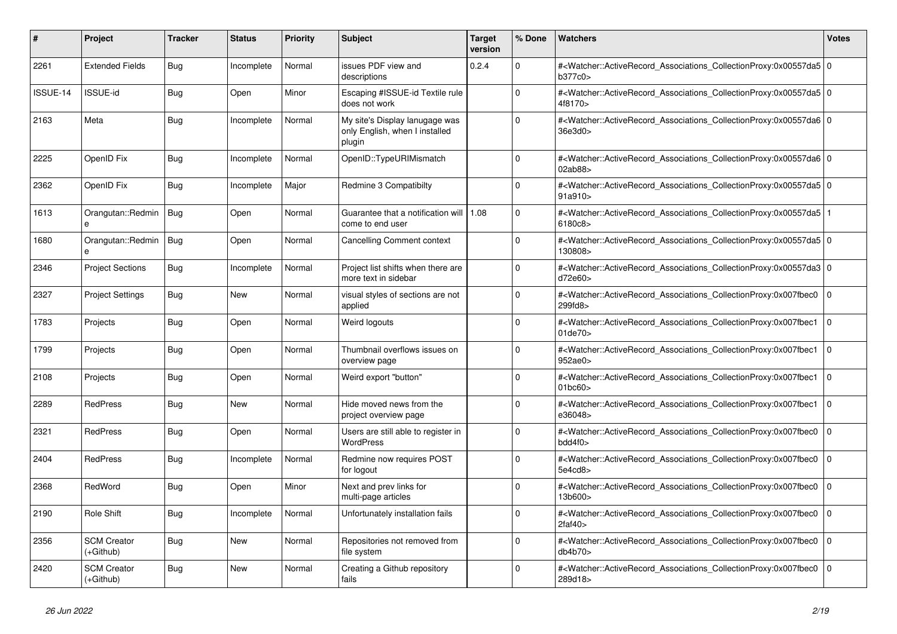| # | Project | Tracker | Status | Priority | Subject | Target version | % Done | Watchers | Votes |
|---|---|---|---|---|---|---|---|---|---|
| 2261 | Extended Fields | Bug | Incomplete | Normal | issues PDF view and descriptions | 0.2.4 | 0 | #<Watcher::ActiveRecord_Associations_CollectionProxy:0x00557da5b377c0> | 0 |
| ISSUE-14 | ISSUE-id | Bug | Open | Minor | Escaping #ISSUE-id Textile rule does not work | | 0 | #<Watcher::ActiveRecord_Associations_CollectionProxy:0x00557da54f8170> | 0 |
| 2163 | Meta | Bug | Incomplete | Normal | My site's Display lanugage was only English, when I installed plugin | | 0 | #<Watcher::ActiveRecord_Associations_CollectionProxy:0x00557da636e3d0> | 0 |
| 2225 | OpenID Fix | Bug | Incomplete | Normal | OpenID::TypeURIMismatch | | 0 | #<Watcher::ActiveRecord_Associations_CollectionProxy:0x00557da602ab88> | 0 |
| 2362 | OpenID Fix | Bug | Incomplete | Major | Redmine 3 Compatibilty | | 0 | #<Watcher::ActiveRecord_Associations_CollectionProxy:0x00557da591a910> | 0 |
| 1613 | Orangutan::Redmine | Bug | Open | Normal | Guarantee that a notification will come to end user | 1.08 | 0 | #<Watcher::ActiveRecord_Associations_CollectionProxy:0x00557da56180c8> | 1 |
| 1680 | Orangutan::Redmine | Bug | Open | Normal | Cancelling Comment context | | 0 | #<Watcher::ActiveRecord_Associations_CollectionProxy:0x00557da5130808> | 0 |
| 2346 | Project Sections | Bug | Incomplete | Normal | Project list shifts when there are more text in sidebar | | 0 | #<Watcher::ActiveRecord_Associations_CollectionProxy:0x00557da3d72e60> | 0 |
| 2327 | Project Settings | Bug | New | Normal | visual styles of sections are not applied | | 0 | #<Watcher::ActiveRecord_Associations_CollectionProxy:0x007fbec0299fd8> | 0 |
| 1783 | Projects | Bug | Open | Normal | Weird logouts | | 0 | #<Watcher::ActiveRecord_Associations_CollectionProxy:0x007fbec101de70> | 0 |
| 1799 | Projects | Bug | Open | Normal | Thumbnail overflows issues on overview page | | 0 | #<Watcher::ActiveRecord_Associations_CollectionProxy:0x007fbec1952ae0> | 0 |
| 2108 | Projects | Bug | Open | Normal | Weird export "button" | | 0 | #<Watcher::ActiveRecord_Associations_CollectionProxy:0x007fbec101bc60> | 0 |
| 2289 | RedPress | Bug | New | Normal | Hide moved news from the project overview page | | 0 | #<Watcher::ActiveRecord_Associations_CollectionProxy:0x007fbec1e36048> | 0 |
| 2321 | RedPress | Bug | Open | Normal | Users are still able to register in WordPress | | 0 | #<Watcher::ActiveRecord_Associations_CollectionProxy:0x007fbec0bdd4f0> | 0 |
| 2404 | RedPress | Bug | Incomplete | Normal | Redmine now requires POST for logout | | 0 | #<Watcher::ActiveRecord_Associations_CollectionProxy:0x007fbec05e4cd8> | 0 |
| 2368 | RedWord | Bug | Open | Minor | Next and prev links for multi-page articles | | 0 | #<Watcher::ActiveRecord_Associations_CollectionProxy:0x007fbec013b600> | 0 |
| 2190 | Role Shift | Bug | Incomplete | Normal | Unfortunately installation fails | | 0 | #<Watcher::ActiveRecord_Associations_CollectionProxy:0x007fbec02faf40> | 0 |
| 2356 | SCM Creator (+Github) | Bug | New | Normal | Repositories not removed from file system | | 0 | #<Watcher::ActiveRecord_Associations_CollectionProxy:0x007fbec0db4b70> | 0 |
| 2420 | SCM Creator (+Github) | Bug | New | Normal | Creating a Github repository fails | | 0 | #<Watcher::ActiveRecord_Associations_CollectionProxy:0x007fbec0289d18> | 0 |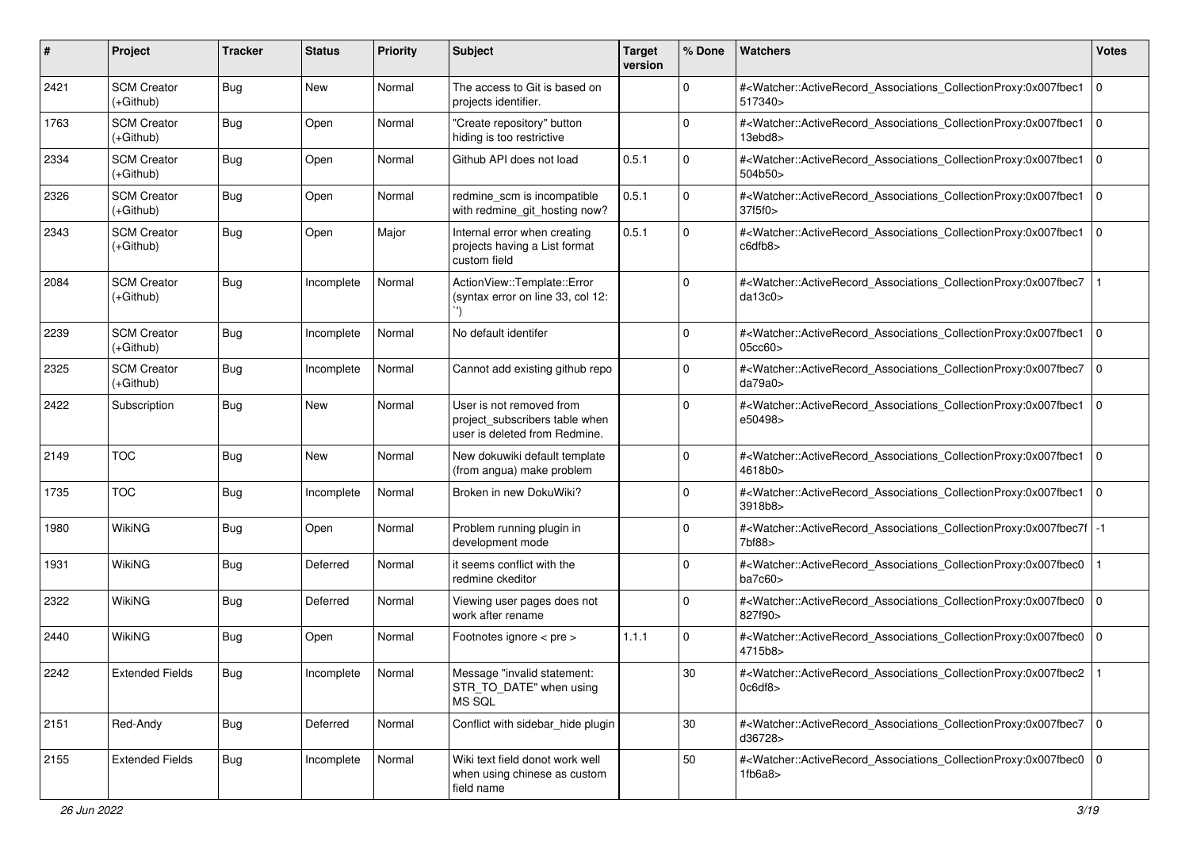| # | Project | Tracker | Status | Priority | Subject | Target version | % Done | Watchers | Votes |
|---|---|---|---|---|---|---|---|---|---|
| 2421 | SCM Creator (+Github) | Bug | New | Normal | The access to Git is based on projects identifier. | | 0 | #<Watcher::ActiveRecord_Associations_CollectionProxy:0x007fbec1517340> | 0 |
| 1763 | SCM Creator (+Github) | Bug | Open | Normal | "Create repository" button hiding is too restrictive | | 0 | #<Watcher::ActiveRecord_Associations_CollectionProxy:0x007fbec113ebd8> | 0 |
| 2334 | SCM Creator (+Github) | Bug | Open | Normal | Github API does not load | 0.5.1 | 0 | #<Watcher::ActiveRecord_Associations_CollectionProxy:0x007fbec1504b50> | 0 |
| 2326 | SCM Creator (+Github) | Bug | Open | Normal | redmine_scm is incompatible with redmine_git_hosting now? | 0.5.1 | 0 | #<Watcher::ActiveRecord_Associations_CollectionProxy:0x007fbec137f5f0> | 0 |
| 2343 | SCM Creator (+Github) | Bug | Open | Major | Internal error when creating projects having a List format custom field | 0.5.1 | 0 | #<Watcher::ActiveRecord_Associations_CollectionProxy:0x007fbec1c6dfb8> | 0 |
| 2084 | SCM Creator (+Github) | Bug | Incomplete | Normal | ActionView::Template::Error (syntax error on line 33, col 12: ``) | | 0 | #<Watcher::ActiveRecord_Associations_CollectionProxy:0x007fbec7da13c0> | 1 |
| 2239 | SCM Creator (+Github) | Bug | Incomplete | Normal | No default identifer | | 0 | #<Watcher::ActiveRecord_Associations_CollectionProxy:0x007fbec105cc60> | 0 |
| 2325 | SCM Creator (+Github) | Bug | Incomplete | Normal | Cannot add existing github repo | | 0 | #<Watcher::ActiveRecord_Associations_CollectionProxy:0x007fbec7da79a0> | 0 |
| 2422 | Subscription | Bug | New | Normal | User is not removed from project_subscribers table when user is deleted from Redmine. | | 0 | #<Watcher::ActiveRecord_Associations_CollectionProxy:0x007fbec1e50498> | 0 |
| 2149 | TOC | Bug | New | Normal | New dokuwiki default template (from angua) make problem | | 0 | #<Watcher::ActiveRecord_Associations_CollectionProxy:0x007fbec14618b0> | 0 |
| 1735 | TOC | Bug | Incomplete | Normal | Broken in new DokuWiki? | | 0 | #<Watcher::ActiveRecord_Associations_CollectionProxy:0x007fbec13918b8> | 0 |
| 1980 | WikiNG | Bug | Open | Normal | Problem running plugin in development mode | | 0 | #<Watcher::ActiveRecord_Associations_CollectionProxy:0x007fbec7f7bf88> | -1 |
| 1931 | WikiNG | Bug | Deferred | Normal | it seems conflict with the redmine ckeditor | | 0 | #<Watcher::ActiveRecord_Associations_CollectionProxy:0x007fbec0ba7c60> | 1 |
| 2322 | WikiNG | Bug | Deferred | Normal | Viewing user pages does not work after rename | | 0 | #<Watcher::ActiveRecord_Associations_CollectionProxy:0x007fbec0827f90> | 0 |
| 2440 | WikiNG | Bug | Open | Normal | Footnotes ignore < pre > | 1.1.1 | 0 | #<Watcher::ActiveRecord_Associations_CollectionProxy:0x007fbec04715b8> | 0 |
| 2242 | Extended Fields | Bug | Incomplete | Normal | Message "invalid statement: STR_TO_DATE" when using MS SQL | | 30 | #<Watcher::ActiveRecord_Associations_CollectionProxy:0x007fbec20c6df8> | 1 |
| 2151 | Red-Andy | Bug | Deferred | Normal | Conflict with sidebar_hide plugin | | 30 | #<Watcher::ActiveRecord_Associations_CollectionProxy:0x007fbec7d36728> | 0 |
| 2155 | Extended Fields | Bug | Incomplete | Normal | Wiki text field donot work well when using chinese as custom field name | | 50 | #<Watcher::ActiveRecord_Associations_CollectionProxy:0x007fbec01fb6a8> | 0 |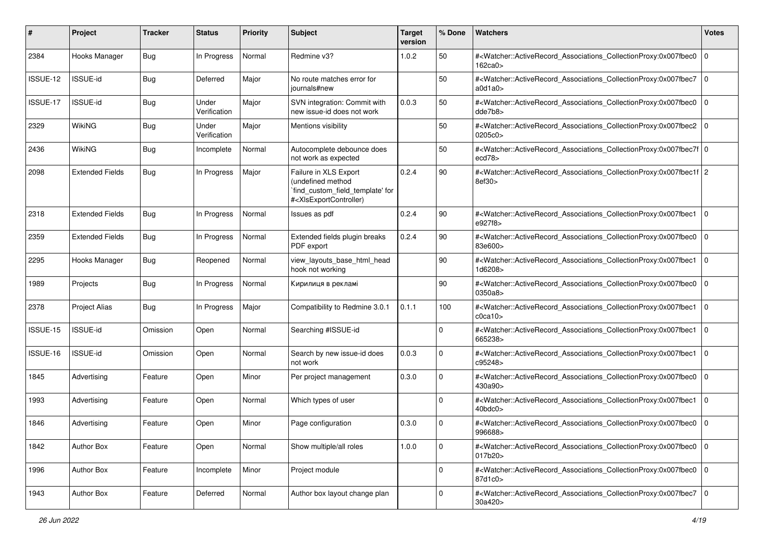| # | Project | Tracker | Status | Priority | Subject | Target version | % Done | Watchers | Votes |
|---|---|---|---|---|---|---|---|---|---|
| 2384 | Hooks Manager | Bug | In Progress | Normal | Redmine v3? | 1.0.2 | 50 | #<Watcher::ActiveRecord_Associations_CollectionProxy:0x007fbec0162ca0> | 0 |
| ISSUE-12 | ISSUE-id | Bug | Deferred | Major | No route matches error for journals#new |  | 50 | #<Watcher::ActiveRecord_Associations_CollectionProxy:0x007fbec7a0d1a0> | 0 |
| ISSUE-17 | ISSUE-id | Bug | Under Verification | Major | SVN integration: Commit with new issue-id does not work | 0.0.3 | 50 | #<Watcher::ActiveRecord_Associations_CollectionProxy:0x007fbec0dde7b8> | 0 |
| 2329 | WikiNG | Bug | Under Verification | Major | Mentions visibility |  | 50 | #<Watcher::ActiveRecord_Associations_CollectionProxy:0x007fbec20205c0> | 0 |
| 2436 | WikiNG | Bug | Incomplete | Normal | Autocomplete debounce does not work as expected |  | 50 | #<Watcher::ActiveRecord_Associations_CollectionProxy:0x007fbec7fecd78> | 0 |
| 2098 | Extended Fields | Bug | In Progress | Major | Failure in XLS Export (undefined method `find_custom_field_template' for #<XlsExportController) | 0.2.4 | 90 | #<Watcher::ActiveRecord_Associations_CollectionProxy:0x007fbec1f8ef30> | 2 |
| 2318 | Extended Fields | Bug | In Progress | Normal | Issues as pdf | 0.2.4 | 90 | #<Watcher::ActiveRecord_Associations_CollectionProxy:0x007fbec1e927f8> | 0 |
| 2359 | Extended Fields | Bug | In Progress | Normal | Extended fields plugin breaks PDF export | 0.2.4 | 90 | #<Watcher::ActiveRecord_Associations_CollectionProxy:0x007fbec083e600> | 0 |
| 2295 | Hooks Manager | Bug | Reopened | Normal | view_layouts_base_html_head hook not working |  | 90 | #<Watcher::ActiveRecord_Associations_CollectionProxy:0x007fbec11d6208> | 0 |
| 1989 | Projects | Bug | In Progress | Normal | Кирилиця в рекламі |  | 90 | #<Watcher::ActiveRecord_Associations_CollectionProxy:0x007fbec00350a8> | 0 |
| 2378 | Project Alias | Bug | In Progress | Major | Compatibility to Redmine 3.0.1 | 0.1.1 | 100 | #<Watcher::ActiveRecord_Associations_CollectionProxy:0x007fbec1c0ca10> | 0 |
| ISSUE-15 | ISSUE-id | Omission | Open | Normal | Searching #ISSUE-id |  | 0 | #<Watcher::ActiveRecord_Associations_CollectionProxy:0x007fbec1665238> | 0 |
| ISSUE-16 | ISSUE-id | Omission | Open | Normal | Search by new issue-id does not work | 0.0.3 | 0 | #<Watcher::ActiveRecord_Associations_CollectionProxy:0x007fbec1c95248> | 0 |
| 1845 | Advertising | Feature | Open | Minor | Per project management | 0.3.0 | 0 | #<Watcher::ActiveRecord_Associations_CollectionProxy:0x007fbec0430a90> | 0 |
| 1993 | Advertising | Feature | Open | Normal | Which types of user |  | 0 | #<Watcher::ActiveRecord_Associations_CollectionProxy:0x007fbec140bdc0> | 0 |
| 1846 | Advertising | Feature | Open | Minor | Page configuration | 0.3.0 | 0 | #<Watcher::ActiveRecord_Associations_CollectionProxy:0x007fbec0996688> | 0 |
| 1842 | Author Box | Feature | Open | Normal | Show multiple/all roles | 1.0.0 | 0 | #<Watcher::ActiveRecord_Associations_CollectionProxy:0x007fbec0017b20> | 0 |
| 1996 | Author Box | Feature | Incomplete | Minor | Project module |  | 0 | #<Watcher::ActiveRecord_Associations_CollectionProxy:0x007fbec087d1c0> | 0 |
| 1943 | Author Box | Feature | Deferred | Normal | Author box layout change plan |  | 0 | #<Watcher::ActiveRecord_Associations_CollectionProxy:0x007fbec730a420> | 0 |

*26 Jun 2022*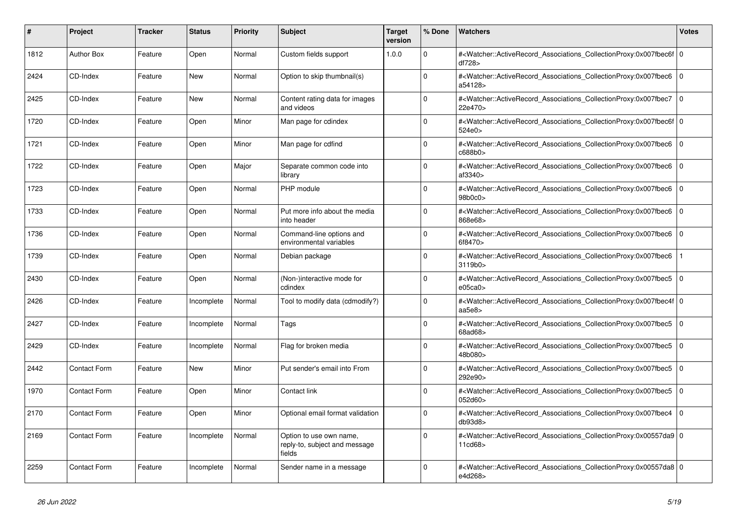| # | Project | Tracker | Status | Priority | Subject | Target version | % Done | Watchers | Votes |
|---|---|---|---|---|---|---|---|---|---|
| 1812 | Author Box | Feature | Open | Normal | Custom fields support | 1.0.0 | 0 | #<Watcher::ActiveRecord_Associations_CollectionProxy:0x007fbec6fdf728> | 0 |
| 2424 | CD-Index | Feature | New | Normal | Option to skip thumbnail(s) | | 0 | #<Watcher::ActiveRecord_Associations_CollectionProxy:0x007fbec6a54128> | 0 |
| 2425 | CD-Index | Feature | New | Normal | Content rating data for images and videos | | 0 | #<Watcher::ActiveRecord_Associations_CollectionProxy:0x007fbec722e470> | 0 |
| 1720 | CD-Index | Feature | Open | Minor | Man page for cdindex | | 0 | #<Watcher::ActiveRecord_Associations_CollectionProxy:0x007fbec6f524e0> | 0 |
| 1721 | CD-Index | Feature | Open | Minor | Man page for cdfind | | 0 | #<Watcher::ActiveRecord_Associations_CollectionProxy:0x007fbec6c688b0> | 0 |
| 1722 | CD-Index | Feature | Open | Major | Separate common code into library | | 0 | #<Watcher::ActiveRecord_Associations_CollectionProxy:0x007fbec6af3340> | 0 |
| 1723 | CD-Index | Feature | Open | Normal | PHP module | | 0 | #<Watcher::ActiveRecord_Associations_CollectionProxy:0x007fbec698b0c0> | 0 |
| 1733 | CD-Index | Feature | Open | Normal | Put more info about the media into header | | 0 | #<Watcher::ActiveRecord_Associations_CollectionProxy:0x007fbec6868e68> | 0 |
| 1736 | CD-Index | Feature | Open | Normal | Command-line options and environmental variables | | 0 | #<Watcher::ActiveRecord_Associations_CollectionProxy:0x007fbec66f8470> | 0 |
| 1739 | CD-Index | Feature | Open | Normal | Debian package | | 0 | #<Watcher::ActiveRecord_Associations_CollectionProxy:0x007fbec63119b0> | 1 |
| 2430 | CD-Index | Feature | Open | Normal | (Non-)interactive mode for cdindex | | 0 | #<Watcher::ActiveRecord_Associations_CollectionProxy:0x007fbec5e05ca0> | 0 |
| 2426 | CD-Index | Feature | Incomplete | Normal | Tool to modify data (cdmodify?) | | 0 | #<Watcher::ActiveRecord_Associations_CollectionProxy:0x007fbec4faa5e8> | 0 |
| 2427 | CD-Index | Feature | Incomplete | Normal | Tags | | 0 | #<Watcher::ActiveRecord_Associations_CollectionProxy:0x007fbec568ad68> | 0 |
| 2429 | CD-Index | Feature | Incomplete | Normal | Flag for broken media | | 0 | #<Watcher::ActiveRecord_Associations_CollectionProxy:0x007fbec548b080> | 0 |
| 2442 | Contact Form | Feature | New | Minor | Put sender's email into From | | 0 | #<Watcher::ActiveRecord_Associations_CollectionProxy:0x007fbec5292e90> | 0 |
| 1970 | Contact Form | Feature | Open | Minor | Contact link | | 0 | #<Watcher::ActiveRecord_Associations_CollectionProxy:0x007fbec5052d60> | 0 |
| 2170 | Contact Form | Feature | Open | Minor | Optional email format validation | | 0 | #<Watcher::ActiveRecord_Associations_CollectionProxy:0x007fbec4db93d8> | 0 |
| 2169 | Contact Form | Feature | Incomplete | Normal | Option to use own name, reply-to, subject and message fields | | 0 | #<Watcher::ActiveRecord_Associations_CollectionProxy:0x00557da911cd68> | 0 |
| 2259 | Contact Form | Feature | Incomplete | Normal | Sender name in a message | | 0 | #<Watcher::ActiveRecord_Associations_CollectionProxy:0x00557da8e4d268> | 0 |

*26 Jun 2022*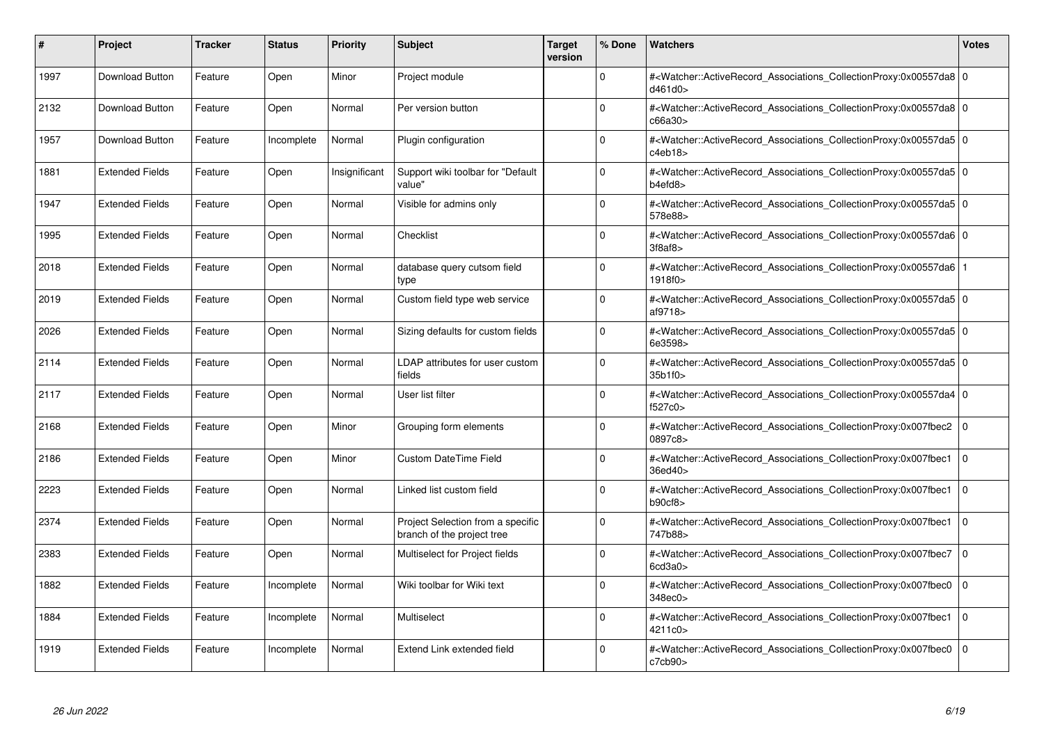| # | Project | Tracker | Status | Priority | Subject | Target version | % Done | Watchers | Votes |
|---|---|---|---|---|---|---|---|---|---|
| 1997 | Download Button | Feature | Open | Minor | Project module | | 0 | #<Watcher::ActiveRecord_Associations_CollectionProxy:0x00557da8d461d0> | 0 |
| 2132 | Download Button | Feature | Open | Normal | Per version button | | 0 | #<Watcher::ActiveRecord_Associations_CollectionProxy:0x00557da8c66a30> | 0 |
| 1957 | Download Button | Feature | Incomplete | Normal | Plugin configuration | | 0 | #<Watcher::ActiveRecord_Associations_CollectionProxy:0x00557da5c4eb18> | 0 |
| 1881 | Extended Fields | Feature | Open | Insignificant | Support wiki toolbar for "Default value" | | 0 | #<Watcher::ActiveRecord_Associations_CollectionProxy:0x00557da5b4efd8> | 0 |
| 1947 | Extended Fields | Feature | Open | Normal | Visible for admins only | | 0 | #<Watcher::ActiveRecord_Associations_CollectionProxy:0x00557da5578e88> | 0 |
| 1995 | Extended Fields | Feature | Open | Normal | Checklist | | 0 | #<Watcher::ActiveRecord_Associations_CollectionProxy:0x00557da63f8af8> | 0 |
| 2018 | Extended Fields | Feature | Open | Normal | database query cutsom field type | | 0 | #<Watcher::ActiveRecord_Associations_CollectionProxy:0x00557da61918f0> | 1 |
| 2019 | Extended Fields | Feature | Open | Normal | Custom field type web service | | 0 | #<Watcher::ActiveRecord_Associations_CollectionProxy:0x00557da5af9718> | 0 |
| 2026 | Extended Fields | Feature | Open | Normal | Sizing defaults for custom fields | | 0 | #<Watcher::ActiveRecord_Associations_CollectionProxy:0x00557da56e3598> | 0 |
| 2114 | Extended Fields | Feature | Open | Normal | LDAP attributes for user custom fields | | 0 | #<Watcher::ActiveRecord_Associations_CollectionProxy:0x00557da535b1f0> | 0 |
| 2117 | Extended Fields | Feature | Open | Normal | User list filter | | 0 | #<Watcher::ActiveRecord_Associations_CollectionProxy:0x00557da4f527c0> | 0 |
| 2168 | Extended Fields | Feature | Open | Minor | Grouping form elements | | 0 | #<Watcher::ActiveRecord_Associations_CollectionProxy:0x007fbec20897c8> | 0 |
| 2186 | Extended Fields | Feature | Open | Minor | Custom DateTime Field | | 0 | #<Watcher::ActiveRecord_Associations_CollectionProxy:0x007fbec136ed40> | 0 |
| 2223 | Extended Fields | Feature | Open | Normal | Linked list custom field | | 0 | #<Watcher::ActiveRecord_Associations_CollectionProxy:0x007fbec1b90cf8> | 0 |
| 2374 | Extended Fields | Feature | Open | Normal | Project Selection from a specific branch of the project tree | | 0 | #<Watcher::ActiveRecord_Associations_CollectionProxy:0x007fbec1747b88> | 0 |
| 2383 | Extended Fields | Feature | Open | Normal | Multiselect for Project fields | | 0 | #<Watcher::ActiveRecord_Associations_CollectionProxy:0x007fbec76cd3a0> | 0 |
| 1882 | Extended Fields | Feature | Incomplete | Normal | Wiki toolbar for Wiki text | | 0 | #<Watcher::ActiveRecord_Associations_CollectionProxy:0x007fbec0348ec0> | 0 |
| 1884 | Extended Fields | Feature | Incomplete | Normal | Multiselect | | 0 | #<Watcher::ActiveRecord_Associations_CollectionProxy:0x007fbec14211c0> | 0 |
| 1919 | Extended Fields | Feature | Incomplete | Normal | Extend Link extended field | | 0 | #<Watcher::ActiveRecord_Associations_CollectionProxy:0x007fbec0c7cb90> | 0 |

*26 Jun 2022*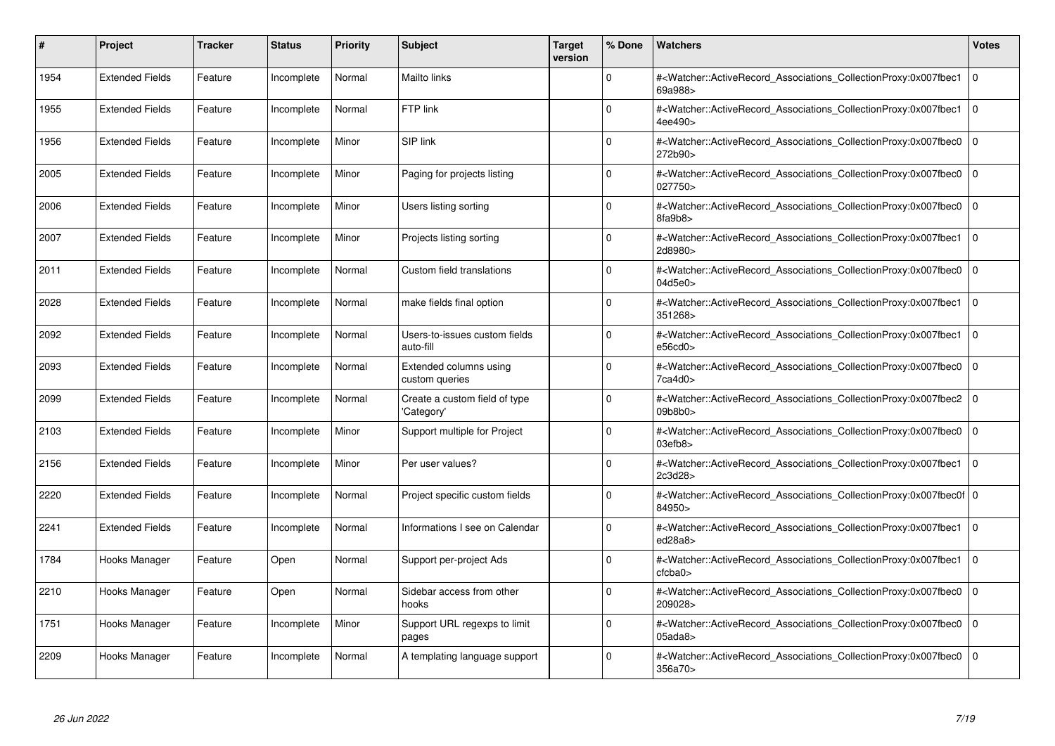| # | Project | Tracker | Status | Priority | Subject | Target version | % Done | Watchers | Votes |
|---|---|---|---|---|---|---|---|---|---|
| 1954 | Extended Fields | Feature | Incomplete | Normal | Mailto links | | 0 | #<Watcher::ActiveRecord_Associations_CollectionProxy:0x007fbec169a988> | 0 |
| 1955 | Extended Fields | Feature | Incomplete | Normal | FTP link | | 0 | #<Watcher::ActiveRecord_Associations_CollectionProxy:0x007fbec14ee490> | 0 |
| 1956 | Extended Fields | Feature | Incomplete | Minor | SIP link | | 0 | #<Watcher::ActiveRecord_Associations_CollectionProxy:0x007fbec0272b90> | 0 |
| 2005 | Extended Fields | Feature | Incomplete | Minor | Paging for projects listing | | 0 | #<Watcher::ActiveRecord_Associations_CollectionProxy:0x007fbec0027750> | 0 |
| 2006 | Extended Fields | Feature | Incomplete | Minor | Users listing sorting | | 0 | #<Watcher::ActiveRecord_Associations_CollectionProxy:0x007fbec08fa9b8> | 0 |
| 2007 | Extended Fields | Feature | Incomplete | Minor | Projects listing sorting | | 0 | #<Watcher::ActiveRecord_Associations_CollectionProxy:0x007fbec12d8980> | 0 |
| 2011 | Extended Fields | Feature | Incomplete | Normal | Custom field translations | | 0 | #<Watcher::ActiveRecord_Associations_CollectionProxy:0x007fbec004d5e0> | 0 |
| 2028 | Extended Fields | Feature | Incomplete | Normal | make fields final option | | 0 | #<Watcher::ActiveRecord_Associations_CollectionProxy:0x007fbec1351268> | 0 |
| 2092 | Extended Fields | Feature | Incomplete | Normal | Users-to-issues custom fields auto-fill | | 0 | #<Watcher::ActiveRecord_Associations_CollectionProxy:0x007fbec1e56cd0> | 0 |
| 2093 | Extended Fields | Feature | Incomplete | Normal | Extended columns using custom queries | | 0 | #<Watcher::ActiveRecord_Associations_CollectionProxy:0x007fbec07ca4d0> | 0 |
| 2099 | Extended Fields | Feature | Incomplete | Normal | Create a custom field of type 'Category' | | 0 | #<Watcher::ActiveRecord_Associations_CollectionProxy:0x007fbec209b8b0> | 0 |
| 2103 | Extended Fields | Feature | Incomplete | Minor | Support multiple for Project | | 0 | #<Watcher::ActiveRecord_Associations_CollectionProxy:0x007fbec003efb8> | 0 |
| 2156 | Extended Fields | Feature | Incomplete | Minor | Per user values? | | 0 | #<Watcher::ActiveRecord_Associations_CollectionProxy:0x007fbec12c3d28> | 0 |
| 2220 | Extended Fields | Feature | Incomplete | Normal | Project specific custom fields | | 0 | #<Watcher::ActiveRecord_Associations_CollectionProxy:0x007fbec0f84950> | 0 |
| 2241 | Extended Fields | Feature | Incomplete | Normal | Informations I see on Calendar | | 0 | #<Watcher::ActiveRecord_Associations_CollectionProxy:0x007fbec1ed28a8> | 0 |
| 1784 | Hooks Manager | Feature | Open | Normal | Support per-project Ads | | 0 | #<Watcher::ActiveRecord_Associations_CollectionProxy:0x007fbec1cfcba0> | 0 |
| 2210 | Hooks Manager | Feature | Open | Normal | Sidebar access from other hooks | | 0 | #<Watcher::ActiveRecord_Associations_CollectionProxy:0x007fbec0209028> | 0 |
| 1751 | Hooks Manager | Feature | Incomplete | Minor | Support URL regexps to limit pages | | 0 | #<Watcher::ActiveRecord_Associations_CollectionProxy:0x007fbec005ada8> | 0 |
| 2209 | Hooks Manager | Feature | Incomplete | Normal | A templating language support | | 0 | #<Watcher::ActiveRecord_Associations_CollectionProxy:0x007fbec0356a70> | 0 |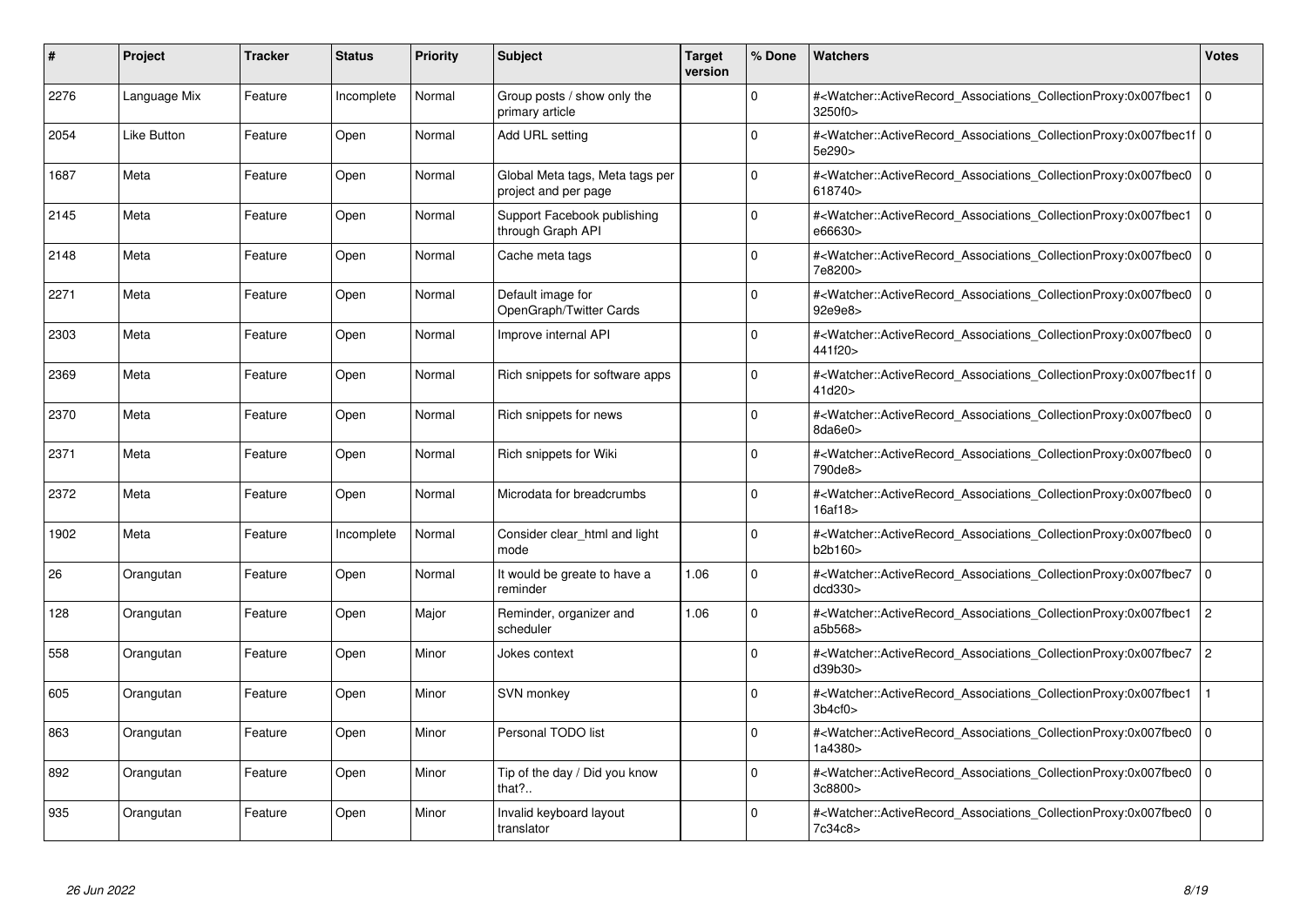| # | Project | Tracker | Status | Priority | Subject | Target version | % Done | Watchers | Votes |
|---|---|---|---|---|---|---|---|---|---|
| 2276 | Language Mix | Feature | Incomplete | Normal | Group posts / show only the primary article | | 0 | #<Watcher::ActiveRecord_Associations_CollectionProxy:0x007fbec13250f0> | 0 |
| 2054 | Like Button | Feature | Open | Normal | Add URL setting | | 0 | #<Watcher::ActiveRecord_Associations_CollectionProxy:0x007fbec1f5e290> | 0 |
| 1687 | Meta | Feature | Open | Normal | Global Meta tags, Meta tags per project and per page | | 0 | #<Watcher::ActiveRecord_Associations_CollectionProxy:0x007fbec0618740> | 0 |
| 2145 | Meta | Feature | Open | Normal | Support Facebook publishing through Graph API | | 0 | #<Watcher::ActiveRecord_Associations_CollectionProxy:0x007fbec1e66630> | 0 |
| 2148 | Meta | Feature | Open | Normal | Cache meta tags | | 0 | #<Watcher::ActiveRecord_Associations_CollectionProxy:0x007fbec07e8200> | 0 |
| 2271 | Meta | Feature | Open | Normal | Default image for OpenGraph/Twitter Cards | | 0 | #<Watcher::ActiveRecord_Associations_CollectionProxy:0x007fbec092e9e8> | 0 |
| 2303 | Meta | Feature | Open | Normal | Improve internal API | | 0 | #<Watcher::ActiveRecord_Associations_CollectionProxy:0x007fbec0441f20> | 0 |
| 2369 | Meta | Feature | Open | Normal | Rich snippets for software apps | | 0 | #<Watcher::ActiveRecord_Associations_CollectionProxy:0x007fbec1f41d20> | 0 |
| 2370 | Meta | Feature | Open | Normal | Rich snippets for news | | 0 | #<Watcher::ActiveRecord_Associations_CollectionProxy:0x007fbec08da6e0> | 0 |
| 2371 | Meta | Feature | Open | Normal | Rich snippets for Wiki | | 0 | #<Watcher::ActiveRecord_Associations_CollectionProxy:0x007fbec0790de8> | 0 |
| 2372 | Meta | Feature | Open | Normal | Microdata for breadcrumbs | | 0 | #<Watcher::ActiveRecord_Associations_CollectionProxy:0x007fbec016af18> | 0 |
| 1902 | Meta | Feature | Incomplete | Normal | Consider clear_html and light mode | | 0 | #<Watcher::ActiveRecord_Associations_CollectionProxy:0x007fbec0b2b160> | 0 |
| 26 | Orangutan | Feature | Open | Normal | It would be greate to have a reminder | 1.06 | 0 | #<Watcher::ActiveRecord_Associations_CollectionProxy:0x007fbec7dcd330> | 0 |
| 128 | Orangutan | Feature | Open | Major | Reminder, organizer and scheduler | 1.06 | 0 | #<Watcher::ActiveRecord_Associations_CollectionProxy:0x007fbec1a5b568> | 2 |
| 558 | Orangutan | Feature | Open | Minor | Jokes context | | 0 | #<Watcher::ActiveRecord_Associations_CollectionProxy:0x007fbec7d39b30> | 2 |
| 605 | Orangutan | Feature | Open | Minor | SVN monkey | | 0 | #<Watcher::ActiveRecord_Associations_CollectionProxy:0x007fbec13b4cf0> | 1 |
| 863 | Orangutan | Feature | Open | Minor | Personal TODO list | | 0 | #<Watcher::ActiveRecord_Associations_CollectionProxy:0x007fbec01a4380> | 0 |
| 892 | Orangutan | Feature | Open | Minor | Tip of the day / Did you know that?.. | | 0 | #<Watcher::ActiveRecord_Associations_CollectionProxy:0x007fbec03c8800> | 0 |
| 935 | Orangutan | Feature | Open | Minor | Invalid keyboard layout translator | | 0 | #<Watcher::ActiveRecord_Associations_CollectionProxy:0x007fbec07c34c8> | 0 |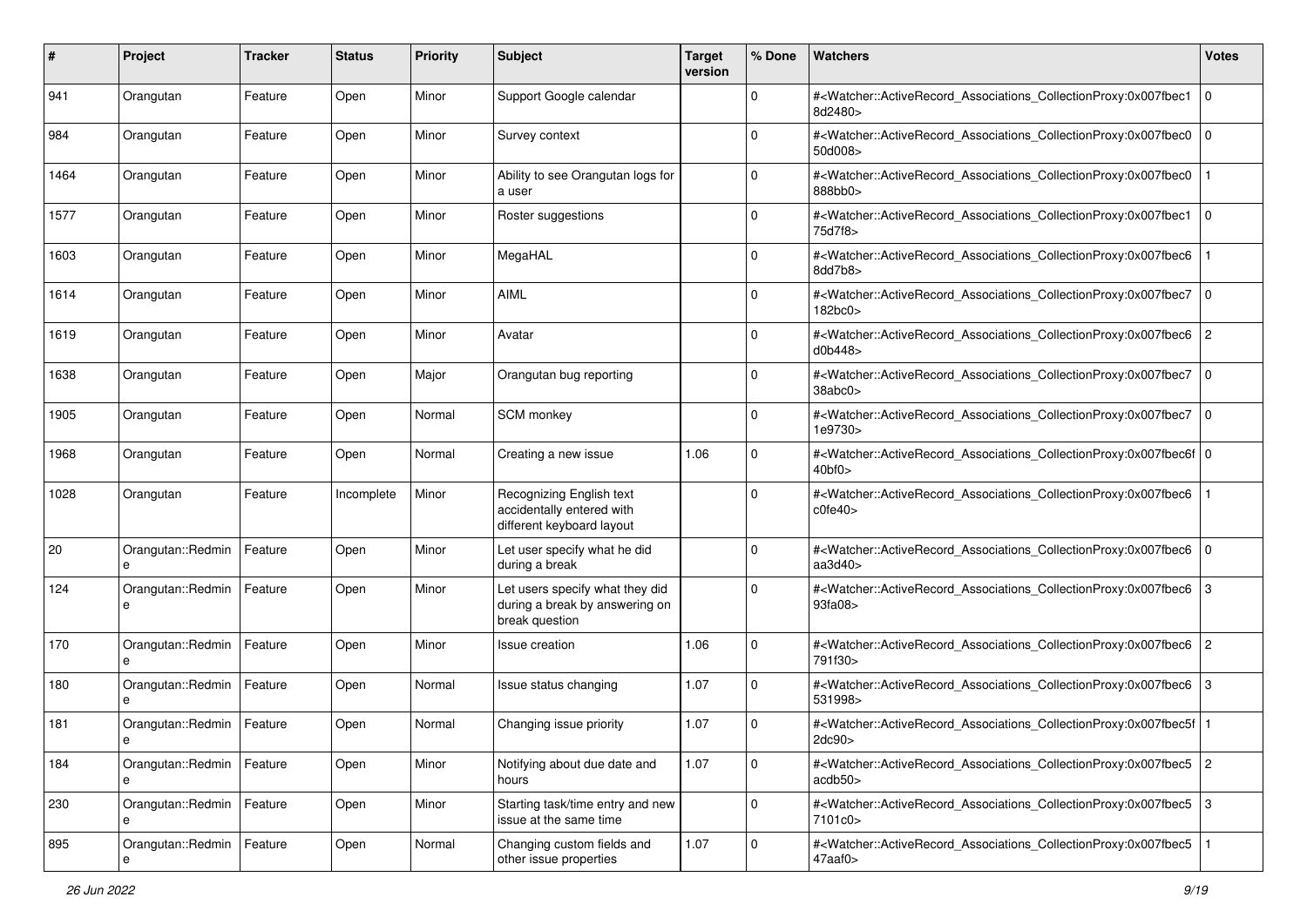| # | Project | Tracker | Status | Priority | Subject | Target version | % Done | Watchers | Votes |
|---|---|---|---|---|---|---|---|---|---|
| 941 | Orangutan | Feature | Open | Minor | Support Google calendar | | 0 | #<Watcher::ActiveRecord_Associations_CollectionProxy:0x007fbec18d2480> | 0 |
| 984 | Orangutan | Feature | Open | Minor | Survey context | | 0 | #<Watcher::ActiveRecord_Associations_CollectionProxy:0x007fbec050d008> | 0 |
| 1464 | Orangutan | Feature | Open | Minor | Ability to see Orangutan logs for a user | | 0 | #<Watcher::ActiveRecord_Associations_CollectionProxy:0x007fbec0888bb0> | 1 |
| 1577 | Orangutan | Feature | Open | Minor | Roster suggestions | | 0 | #<Watcher::ActiveRecord_Associations_CollectionProxy:0x007fbec175d7f8> | 0 |
| 1603 | Orangutan | Feature | Open | Minor | MegaHAL | | 0 | #<Watcher::ActiveRecord_Associations_CollectionProxy:0x007fbec68dd7b8> | 1 |
| 1614 | Orangutan | Feature | Open | Minor | AIML | | 0 | #<Watcher::ActiveRecord_Associations_CollectionProxy:0x007fbec7182bc0> | 0 |
| 1619 | Orangutan | Feature | Open | Minor | Avatar | | 0 | #<Watcher::ActiveRecord_Associations_CollectionProxy:0x007fbec6d0b448> | 2 |
| 1638 | Orangutan | Feature | Open | Major | Orangutan bug reporting | | 0 | #<Watcher::ActiveRecord_Associations_CollectionProxy:0x007fbec738abc0> | 0 |
| 1905 | Orangutan | Feature | Open | Normal | SCM monkey | | 0 | #<Watcher::ActiveRecord_Associations_CollectionProxy:0x007fbec71e9730> | 0 |
| 1968 | Orangutan | Feature | Open | Normal | Creating a new issue | 1.06 | 0 | #<Watcher::ActiveRecord_Associations_CollectionProxy:0x007fbec6f40bf0> | 0 |
| 1028 | Orangutan | Feature | Incomplete | Minor | Recognizing English text accidentally entered with different keyboard layout | | 0 | #<Watcher::ActiveRecord_Associations_CollectionProxy:0x007fbec6c0fe40> | 1 |
| 20 | Orangutan::Redmine | Feature | Open | Minor | Let user specify what he did during a break | | 0 | #<Watcher::ActiveRecord_Associations_CollectionProxy:0x007fbec6aa3d40> | 0 |
| 124 | Orangutan::Redmine | Feature | Open | Minor | Let users specify what they did during a break by answering on break question | | 0 | #<Watcher::ActiveRecord_Associations_CollectionProxy:0x007fbec693fa08> | 3 |
| 170 | Orangutan::Redmine | Feature | Open | Minor | Issue creation | 1.06 | 0 | #<Watcher::ActiveRecord_Associations_CollectionProxy:0x007fbec6791f30> | 2 |
| 180 | Orangutan::Redmine | Feature | Open | Normal | Issue status changing | 1.07 | 0 | #<Watcher::ActiveRecord_Associations_CollectionProxy:0x007fbec6531998> | 3 |
| 181 | Orangutan::Redmine | Feature | Open | Normal | Changing issue priority | 1.07 | 0 | #<Watcher::ActiveRecord_Associations_CollectionProxy:0x007fbec5f2dc90> | 1 |
| 184 | Orangutan::Redmine | Feature | Open | Minor | Notifying about due date and hours | 1.07 | 0 | #<Watcher::ActiveRecord_Associations_CollectionProxy:0x007fbec5acdb50> | 2 |
| 230 | Orangutan::Redmine | Feature | Open | Minor | Starting task/time entry and new issue at the same time | | 0 | #<Watcher::ActiveRecord_Associations_CollectionProxy:0x007fbec57101c0> | 3 |
| 895 | Orangutan::Redmine | Feature | Open | Normal | Changing custom fields and other issue properties | 1.07 | 0 | #<Watcher::ActiveRecord_Associations_CollectionProxy:0x007fbec547aaf0> | 1 |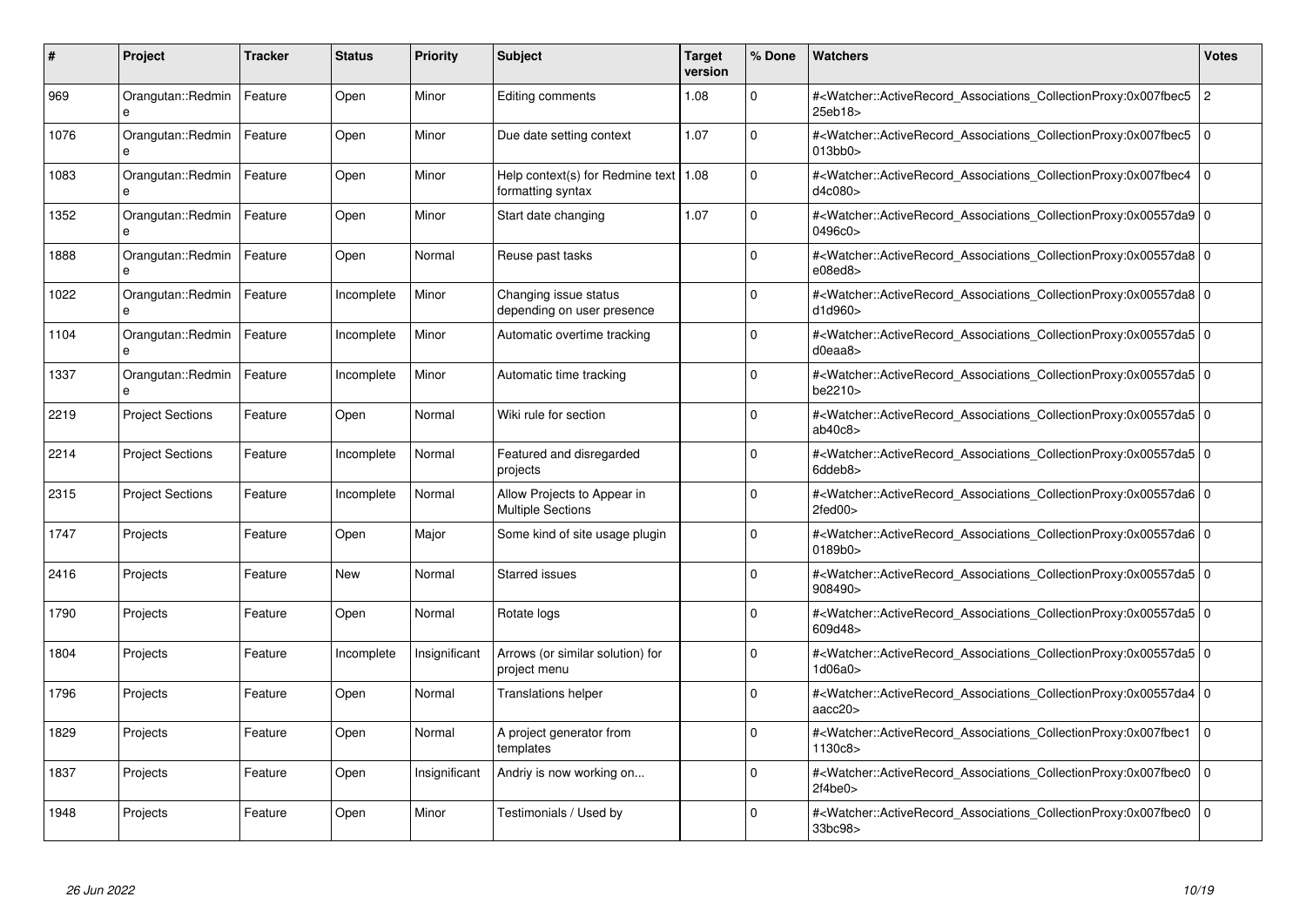| # | Project | Tracker | Status | Priority | Subject | Target version | % Done | Watchers | Votes |
|---|---|---|---|---|---|---|---|---|---|
| 969 | Orangutan::Redmine | Feature | Open | Minor | Editing comments | 1.08 | 0 | #<Watcher::ActiveRecord_Associations_CollectionProxy:0x007fbec525eb18> | 2 |
| 1076 | Orangutan::Redmine | Feature | Open | Minor | Due date setting context | 1.07 | 0 | #<Watcher::ActiveRecord_Associations_CollectionProxy:0x007fbec5013bb0> | 0 |
| 1083 | Orangutan::Redmine | Feature | Open | Minor | Help context(s) for Redmine text formatting syntax | 1.08 | 0 | #<Watcher::ActiveRecord_Associations_CollectionProxy:0x007fbec4d4c080> | 0 |
| 1352 | Orangutan::Redmine | Feature | Open | Minor | Start date changing | 1.07 | 0 | #<Watcher::ActiveRecord_Associations_CollectionProxy:0x00557da90496c0> | 0 |
| 1888 | Orangutan::Redmine | Feature | Open | Normal | Reuse past tasks | | 0 | #<Watcher::ActiveRecord_Associations_CollectionProxy:0x00557da8e08ed8> | 0 |
| 1022 | Orangutan::Redmine | Feature | Incomplete | Minor | Changing issue status depending on user presence | | 0 | #<Watcher::ActiveRecord_Associations_CollectionProxy:0x00557da8d1d960> | 0 |
| 1104 | Orangutan::Redmine | Feature | Incomplete | Minor | Automatic overtime tracking | | 0 | #<Watcher::ActiveRecord_Associations_CollectionProxy:0x00557da5d0eaa8> | 0 |
| 1337 | Orangutan::Redmine | Feature | Incomplete | Minor | Automatic time tracking | | 0 | #<Watcher::ActiveRecord_Associations_CollectionProxy:0x00557da5be2210> | 0 |
| 2219 | Project Sections | Feature | Open | Normal | Wiki rule for section | | 0 | #<Watcher::ActiveRecord_Associations_CollectionProxy:0x00557da5ab40c8> | 0 |
| 2214 | Project Sections | Feature | Incomplete | Normal | Featured and disregarded projects | | 0 | #<Watcher::ActiveRecord_Associations_CollectionProxy:0x00557da56ddeb8> | 0 |
| 2315 | Project Sections | Feature | Incomplete | Normal | Allow Projects to Appear in Multiple Sections | | 0 | #<Watcher::ActiveRecord_Associations_CollectionProxy:0x00557da62fed00> | 0 |
| 1747 | Projects | Feature | Open | Major | Some kind of site usage plugin | | 0 | #<Watcher::ActiveRecord_Associations_CollectionProxy:0x00557da60189b0> | 0 |
| 2416 | Projects | Feature | New | Normal | Starred issues | | 0 | #<Watcher::ActiveRecord_Associations_CollectionProxy:0x00557da5908490> | 0 |
| 1790 | Projects | Feature | Open | Normal | Rotate logs | | 0 | #<Watcher::ActiveRecord_Associations_CollectionProxy:0x00557da5609d48> | 0 |
| 1804 | Projects | Feature | Incomplete | Insignificant | Arrows (or similar solution) for project menu | | 0 | #<Watcher::ActiveRecord_Associations_CollectionProxy:0x00557da51d06a0> | 0 |
| 1796 | Projects | Feature | Open | Normal | Translations helper | | 0 | #<Watcher::ActiveRecord_Associations_CollectionProxy:0x00557da4aacc20> | 0 |
| 1829 | Projects | Feature | Open | Normal | A project generator from templates | | 0 | #<Watcher::ActiveRecord_Associations_CollectionProxy:0x007fbec11130c8> | 0 |
| 1837 | Projects | Feature | Open | Insignificant | Andriy is now working on... | | 0 | #<Watcher::ActiveRecord_Associations_CollectionProxy:0x007fbec02f4be0> | 0 |
| 1948 | Projects | Feature | Open | Minor | Testimonials / Used by | | 0 | #<Watcher::ActiveRecord_Associations_CollectionProxy:0x007fbec033bc98> | 0 |

*26 Jun 2022*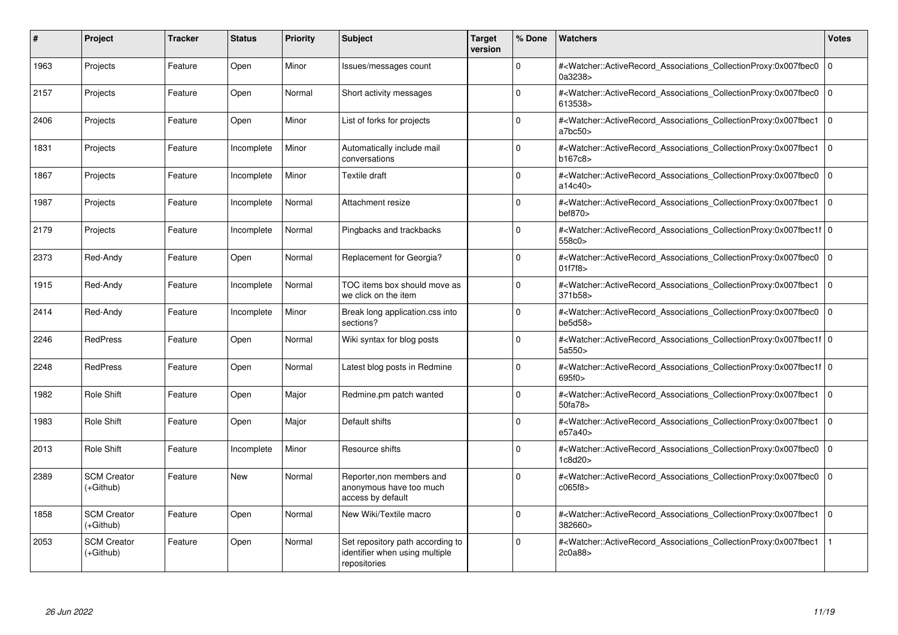| # | Project | Tracker | Status | Priority | Subject | Target version | % Done | Watchers | Votes |
|---|---|---|---|---|---|---|---|---|---|
| 1963 | Projects | Feature | Open | Minor | Issues/messages count | | 0 | #<Watcher::ActiveRecord_Associations_CollectionProxy:0x007fbec00a3238> | 0 |
| 2157 | Projects | Feature | Open | Normal | Short activity messages | | 0 | #<Watcher::ActiveRecord_Associations_CollectionProxy:0x007fbec0613538> | 0 |
| 2406 | Projects | Feature | Open | Minor | List of forks for projects | | 0 | #<Watcher::ActiveRecord_Associations_CollectionProxy:0x007fbec1a7bc50> | 0 |
| 1831 | Projects | Feature | Incomplete | Minor | Automatically include mail conversations | | 0 | #<Watcher::ActiveRecord_Associations_CollectionProxy:0x007fbec1b167c8> | 0 |
| 1867 | Projects | Feature | Incomplete | Minor | Textile draft | | 0 | #<Watcher::ActiveRecord_Associations_CollectionProxy:0x007fbec0a14c40> | 0 |
| 1987 | Projects | Feature | Incomplete | Normal | Attachment resize | | 0 | #<Watcher::ActiveRecord_Associations_CollectionProxy:0x007fbec1bef870> | 0 |
| 2179 | Projects | Feature | Incomplete | Normal | Pingbacks and trackbacks | | 0 | #<Watcher::ActiveRecord_Associations_CollectionProxy:0x007fbec1f558c0> | 0 |
| 2373 | Red-Andy | Feature | Open | Normal | Replacement for Georgia? | | 0 | #<Watcher::ActiveRecord_Associations_CollectionProxy:0x007fbec001f7f8> | 0 |
| 1915 | Red-Andy | Feature | Incomplete | Normal | TOC items box should move as we click on the item | | 0 | #<Watcher::ActiveRecord_Associations_CollectionProxy:0x007fbec1371b58> | 0 |
| 2414 | Red-Andy | Feature | Incomplete | Minor | Break long application.css into sections? | | 0 | #<Watcher::ActiveRecord_Associations_CollectionProxy:0x007fbec0be5d58> | 0 |
| 2246 | RedPress | Feature | Open | Normal | Wiki syntax for blog posts | | 0 | #<Watcher::ActiveRecord_Associations_CollectionProxy:0x007fbec1f5a550> | 0 |
| 2248 | RedPress | Feature | Open | Normal | Latest blog posts in Redmine | | 0 | #<Watcher::ActiveRecord_Associations_CollectionProxy:0x007fbec1f695f0> | 0 |
| 1982 | Role Shift | Feature | Open | Major | Redmine.pm patch wanted | | 0 | #<Watcher::ActiveRecord_Associations_CollectionProxy:0x007fbec150fa78> | 0 |
| 1983 | Role Shift | Feature | Open | Major | Default shifts | | 0 | #<Watcher::ActiveRecord_Associations_CollectionProxy:0x007fbec1e57a40> | 0 |
| 2013 | Role Shift | Feature | Incomplete | Minor | Resource shifts | | 0 | #<Watcher::ActiveRecord_Associations_CollectionProxy:0x007fbec01c8d20> | 0 |
| 2389 | SCM Creator (+Github) | Feature | New | Normal | Reporter,non members and anonymous have too much access by default | | 0 | #<Watcher::ActiveRecord_Associations_CollectionProxy:0x007fbec0c065f8> | 0 |
| 1858 | SCM Creator (+Github) | Feature | Open | Normal | New Wiki/Textile macro | | 0 | #<Watcher::ActiveRecord_Associations_CollectionProxy:0x007fbec1382660> | 0 |
| 2053 | SCM Creator (+Github) | Feature | Open | Normal | Set repository path according to identifier when using multiple repositories | | 0 | #<Watcher::ActiveRecord_Associations_CollectionProxy:0x007fbec12c0a88> | 1 |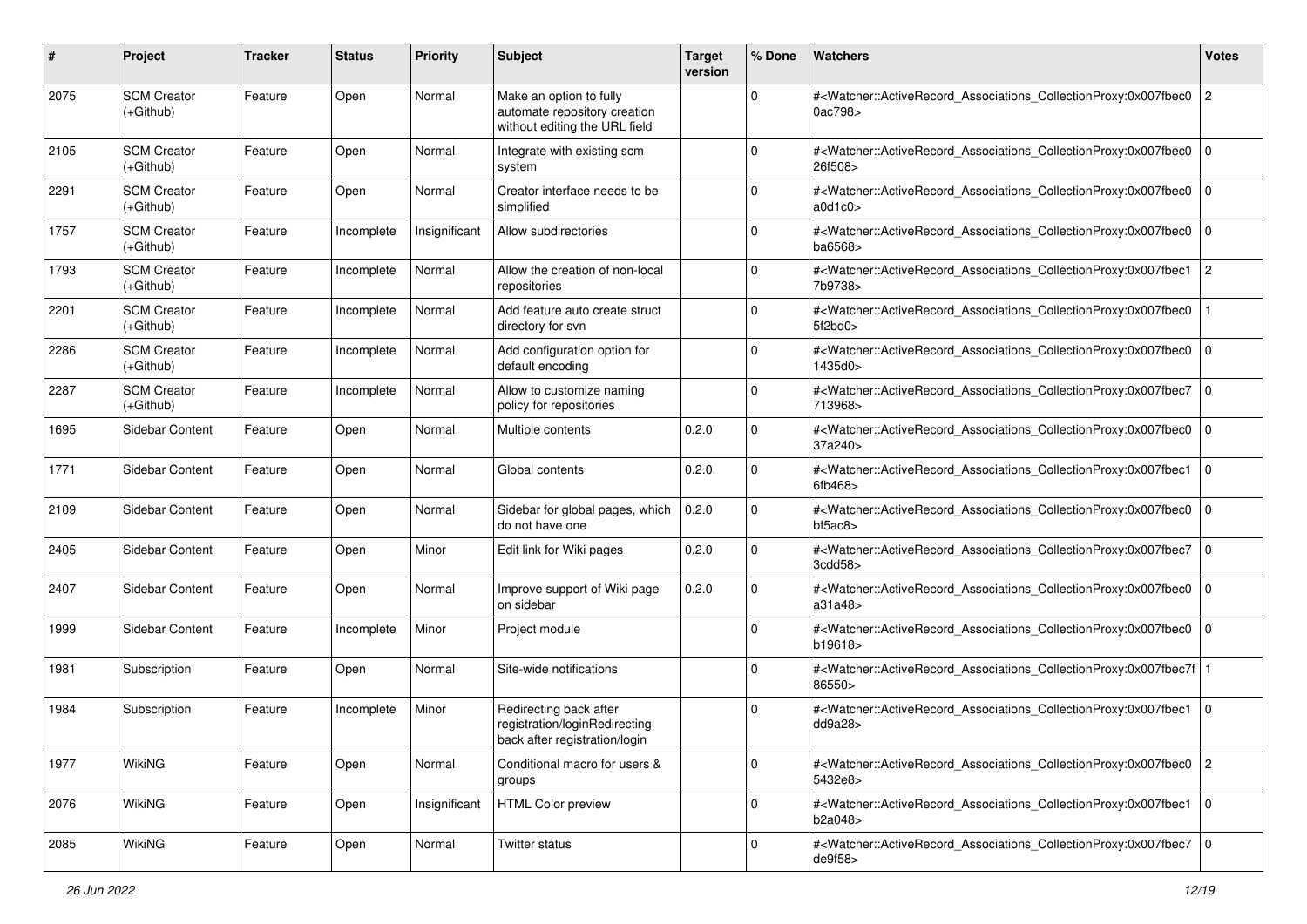| # | Project | Tracker | Status | Priority | Subject | Target version | % Done | Watchers | Votes |
|---|---|---|---|---|---|---|---|---|---|
| 2075 | SCM Creator (+Github) | Feature | Open | Normal | Make an option to fully automate repository creation without editing the URL field | | 0 | #<Watcher::ActiveRecord_Associations_CollectionProxy:0x007fbec00ac798> | 2 |
| 2105 | SCM Creator (+Github) | Feature | Open | Normal | Integrate with existing scm system | | 0 | #<Watcher::ActiveRecord_Associations_CollectionProxy:0x007fbec026f508> | 0 |
| 2291 | SCM Creator (+Github) | Feature | Open | Normal | Creator interface needs to be simplified | | 0 | #<Watcher::ActiveRecord_Associations_CollectionProxy:0x007fbec0a0d1c0> | 0 |
| 1757 | SCM Creator (+Github) | Feature | Incomplete | Insignificant | Allow subdirectories | | 0 | #<Watcher::ActiveRecord_Associations_CollectionProxy:0x007fbec0ba6568> | 0 |
| 1793 | SCM Creator (+Github) | Feature | Incomplete | Normal | Allow the creation of non-local repositories | | 0 | #<Watcher::ActiveRecord_Associations_CollectionProxy:0x007fbec17b9738> | 2 |
| 2201 | SCM Creator (+Github) | Feature | Incomplete | Normal | Add feature auto create struct directory for svn | | 0 | #<Watcher::ActiveRecord_Associations_CollectionProxy:0x007fbec05f2bd0> | 1 |
| 2286 | SCM Creator (+Github) | Feature | Incomplete | Normal | Add configuration option for default encoding | | 0 | #<Watcher::ActiveRecord_Associations_CollectionProxy:0x007fbec01435d0> | 0 |
| 2287 | SCM Creator (+Github) | Feature | Incomplete | Normal | Allow to customize naming policy for repositories | | 0 | #<Watcher::ActiveRecord_Associations_CollectionProxy:0x007fbec7713968> | 0 |
| 1695 | Sidebar Content | Feature | Open | Normal | Multiple contents | 0.2.0 | 0 | #<Watcher::ActiveRecord_Associations_CollectionProxy:0x007fbec037a240> | 0 |
| 1771 | Sidebar Content | Feature | Open | Normal | Global contents | 0.2.0 | 0 | #<Watcher::ActiveRecord_Associations_CollectionProxy:0x007fbec16fb468> | 0 |
| 2109 | Sidebar Content | Feature | Open | Normal | Sidebar for global pages, which do not have one | 0.2.0 | 0 | #<Watcher::ActiveRecord_Associations_CollectionProxy:0x007fbec0bf5ac8> | 0 |
| 2405 | Sidebar Content | Feature | Open | Minor | Edit link for Wiki pages | 0.2.0 | 0 | #<Watcher::ActiveRecord_Associations_CollectionProxy:0x007fbec73cdd58> | 0 |
| 2407 | Sidebar Content | Feature | Open | Normal | Improve support of Wiki page on sidebar | 0.2.0 | 0 | #<Watcher::ActiveRecord_Associations_CollectionProxy:0x007fbec0a31a48> | 0 |
| 1999 | Sidebar Content | Feature | Incomplete | Minor | Project module | | 0 | #<Watcher::ActiveRecord_Associations_CollectionProxy:0x007fbec0b19618> | 0 |
| 1981 | Subscription | Feature | Open | Normal | Site-wide notifications | | 0 | #<Watcher::ActiveRecord_Associations_CollectionProxy:0x007fbec7f86550> | 1 |
| 1984 | Subscription | Feature | Incomplete | Minor | Redirecting back after registration/loginRedirecting back after registration/login | | 0 | #<Watcher::ActiveRecord_Associations_CollectionProxy:0x007fbec1dd9a28> | 0 |
| 1977 | WikiNG | Feature | Open | Normal | Conditional macro for users & groups | | 0 | #<Watcher::ActiveRecord_Associations_CollectionProxy:0x007fbec05432e8> | 2 |
| 2076 | WikiNG | Feature | Open | Insignificant | HTML Color preview | | 0 | #<Watcher::ActiveRecord_Associations_CollectionProxy:0x007fbec1b2a048> | 0 |
| 2085 | WikiNG | Feature | Open | Normal | Twitter status | | 0 | #<Watcher::ActiveRecord_Associations_CollectionProxy:0x007fbec7de9f58> | 0 |

*26 Jun 2022*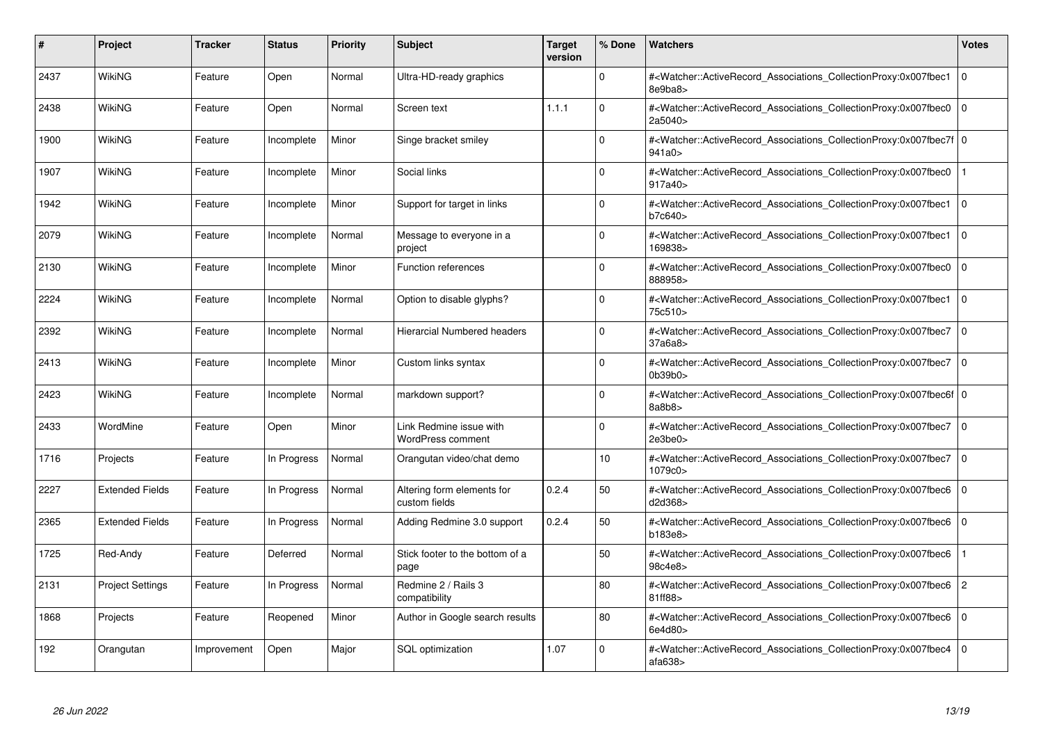| # | Project | Tracker | Status | Priority | Subject | Target version | % Done | Watchers | Votes |
|---|---|---|---|---|---|---|---|---|---|
| 2437 | WikiNG | Feature | Open | Normal | Ultra-HD-ready graphics | | 0 | #<Watcher::ActiveRecord_Associations_CollectionProxy:0x007fbec18e9ba8> | 0 |
| 2438 | WikiNG | Feature | Open | Normal | Screen text | 1.1.1 | 0 | #<Watcher::ActiveRecord_Associations_CollectionProxy:0x007fbec02a5040> | 0 |
| 1900 | WikiNG | Feature | Incomplete | Minor | Singe bracket smiley | | 0 | #<Watcher::ActiveRecord_Associations_CollectionProxy:0x007fbec7f941a0> | 0 |
| 1907 | WikiNG | Feature | Incomplete | Minor | Social links | | 0 | #<Watcher::ActiveRecord_Associations_CollectionProxy:0x007fbec0917a40> | 1 |
| 1942 | WikiNG | Feature | Incomplete | Minor | Support for target in links | | 0 | #<Watcher::ActiveRecord_Associations_CollectionProxy:0x007fbec1b7c640> | 0 |
| 2079 | WikiNG | Feature | Incomplete | Normal | Message to everyone in a project | | 0 | #<Watcher::ActiveRecord_Associations_CollectionProxy:0x007fbec1169838> | 0 |
| 2130 | WikiNG | Feature | Incomplete | Minor | Function references | | 0 | #<Watcher::ActiveRecord_Associations_CollectionProxy:0x007fbec0888958> | 0 |
| 2224 | WikiNG | Feature | Incomplete | Normal | Option to disable glyphs? | | 0 | #<Watcher::ActiveRecord_Associations_CollectionProxy:0x007fbec175c510> | 0 |
| 2392 | WikiNG | Feature | Incomplete | Normal | Hierarcial Numbered headers | | 0 | #<Watcher::ActiveRecord_Associations_CollectionProxy:0x007fbec737a6a8> | 0 |
| 2413 | WikiNG | Feature | Incomplete | Minor | Custom links syntax | | 0 | #<Watcher::ActiveRecord_Associations_CollectionProxy:0x007fbec70b39b0> | 0 |
| 2423 | WikiNG | Feature | Incomplete | Normal | markdown support? | | 0 | #<Watcher::ActiveRecord_Associations_CollectionProxy:0x007fbec6f8a8b8> | 0 |
| 2433 | WordMine | Feature | Open | Minor | Link Redmine issue with WordPress comment | | 0 | #<Watcher::ActiveRecord_Associations_CollectionProxy:0x007fbec72e3be0> | 0 |
| 1716 | Projects | Feature | In Progress | Normal | Orangutan video/chat demo | | 10 | #<Watcher::ActiveRecord_Associations_CollectionProxy:0x007fbec71079c0> | 0 |
| 2227 | Extended Fields | Feature | In Progress | Normal | Altering form elements for custom fields | 0.2.4 | 50 | #<Watcher::ActiveRecord_Associations_CollectionProxy:0x007fbec6d2d368> | 0 |
| 2365 | Extended Fields | Feature | In Progress | Normal | Adding Redmine 3.0 support | 0.2.4 | 50 | #<Watcher::ActiveRecord_Associations_CollectionProxy:0x007fbec6b183e8> | 0 |
| 1725 | Red-Andy | Feature | Deferred | Normal | Stick footer to the bottom of a page | | 50 | #<Watcher::ActiveRecord_Associations_CollectionProxy:0x007fbec698c4e8> | 1 |
| 2131 | Project Settings | Feature | In Progress | Normal | Redmine 2 / Rails 3 compatibility | | 80 | #<Watcher::ActiveRecord_Associations_CollectionProxy:0x007fbec681ff88> | 2 |
| 1868 | Projects | Feature | Reopened | Minor | Author in Google search results | | 80 | #<Watcher::ActiveRecord_Associations_CollectionProxy:0x007fbec66e4d80> | 0 |
| 192 | Orangutan | Improvement | Open | Major | SQL optimization | 1.07 | 0 | #<Watcher::ActiveRecord_Associations_CollectionProxy:0x007fbec4afa638> | 0 |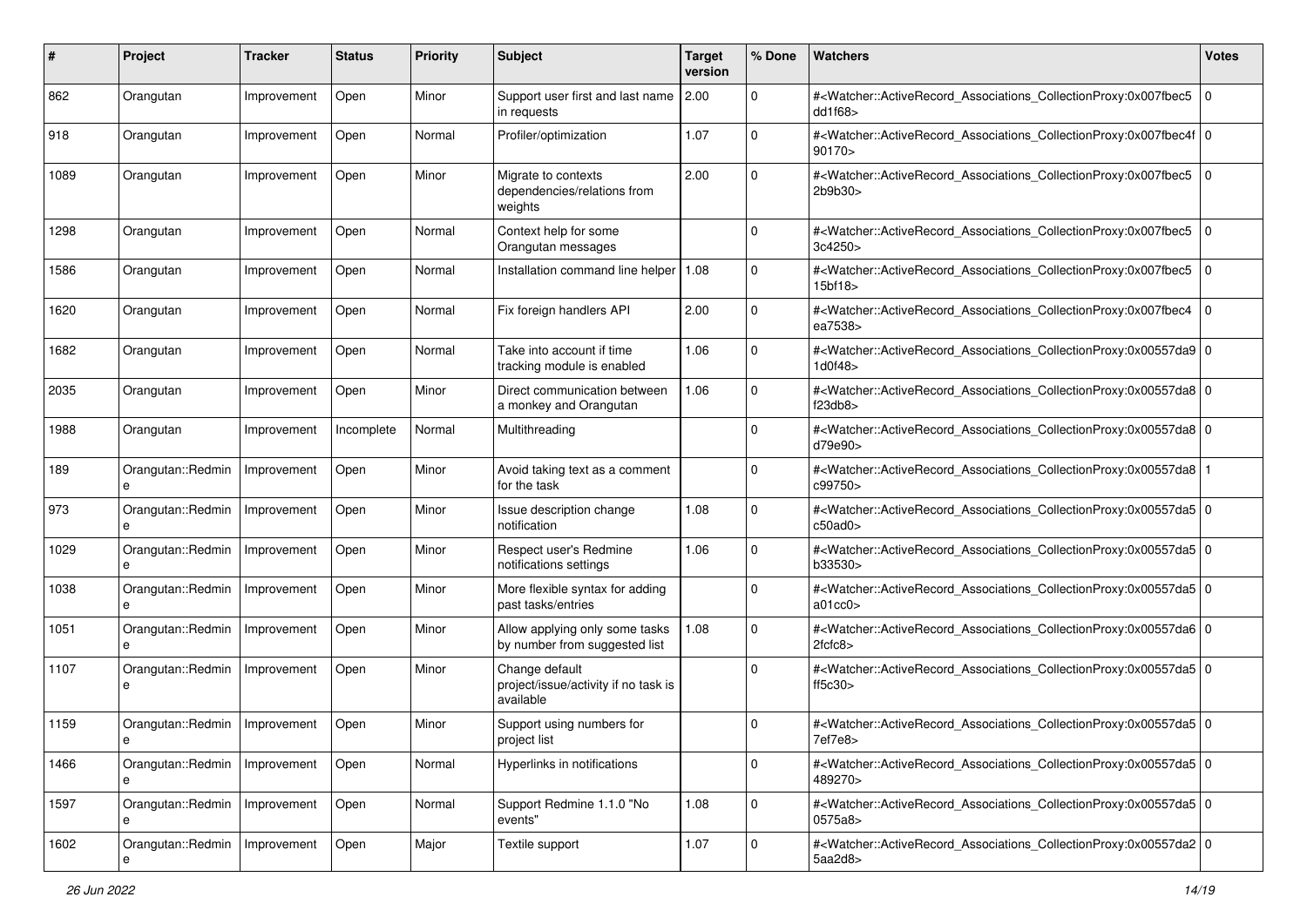| # | Project | Tracker | Status | Priority | Subject | Target version | % Done | Watchers | Votes |
|---|---|---|---|---|---|---|---|---|---|
| 862 | Orangutan | Improvement | Open | Minor | Support user first and last name in requests | 2.00 | 0 | #<Watcher::ActiveRecord_Associations_CollectionProxy:0x007fbec5dd1f68> | 0 |
| 918 | Orangutan | Improvement | Open | Normal | Profiler/optimization | 1.07 | 0 | #<Watcher::ActiveRecord_Associations_CollectionProxy:0x007fbec4f90170> | 0 |
| 1089 | Orangutan | Improvement | Open | Minor | Migrate to contexts dependencies/relations from weights | 2.00 | 0 | #<Watcher::ActiveRecord_Associations_CollectionProxy:0x007fbec52b9b30> | 0 |
| 1298 | Orangutan | Improvement | Open | Normal | Context help for some Orangutan messages | | 0 | #<Watcher::ActiveRecord_Associations_CollectionProxy:0x007fbec53c4250> | 0 |
| 1586 | Orangutan | Improvement | Open | Normal | Installation command line helper | 1.08 | 0 | #<Watcher::ActiveRecord_Associations_CollectionProxy:0x007fbec515bf18> | 0 |
| 1620 | Orangutan | Improvement | Open | Normal | Fix foreign handlers API | 2.00 | 0 | #<Watcher::ActiveRecord_Associations_CollectionProxy:0x007fbec4ea7538> | 0 |
| 1682 | Orangutan | Improvement | Open | Normal | Take into account if time tracking module is enabled | 1.06 | 0 | #<Watcher::ActiveRecord_Associations_CollectionProxy:0x00557da91d0f48> | 0 |
| 2035 | Orangutan | Improvement | Open | Minor | Direct communication between a monkey and Orangutan | 1.06 | 0 | #<Watcher::ActiveRecord_Associations_CollectionProxy:0x00557da8f23db8> | 0 |
| 1988 | Orangutan | Improvement | Incomplete | Normal | Multithreading | | 0 | #<Watcher::ActiveRecord_Associations_CollectionProxy:0x00557da8d79e90> | 0 |
| 189 | Orangutan::Redmine | Improvement | Open | Minor | Avoid taking text as a comment for the task | | 0 | #<Watcher::ActiveRecord_Associations_CollectionProxy:0x00557da8c99750> | 1 |
| 973 | Orangutan::Redmine | Improvement | Open | Minor | Issue description change notification | 1.08 | 0 | #<Watcher::ActiveRecord_Associations_CollectionProxy:0x00557da5c50ad0> | 0 |
| 1029 | Orangutan::Redmine | Improvement | Open | Minor | Respect user's Redmine notifications settings | 1.06 | 0 | #<Watcher::ActiveRecord_Associations_CollectionProxy:0x00557da5b33530> | 0 |
| 1038 | Orangutan::Redmine | Improvement | Open | Minor | More flexible syntax for adding past tasks/entries | | 0 | #<Watcher::ActiveRecord_Associations_CollectionProxy:0x00557da5a01cc0> | 0 |
| 1051 | Orangutan::Redmine | Improvement | Open | Minor | Allow applying only some tasks by number from suggested list | 1.08 | 0 | #<Watcher::ActiveRecord_Associations_CollectionProxy:0x00557da62fcfc8> | 0 |
| 1107 | Orangutan::Redmine | Improvement | Open | Minor | Change default project/issue/activity if no task is available | | 0 | #<Watcher::ActiveRecord_Associations_CollectionProxy:0x00557da5ff5c30> | 0 |
| 1159 | Orangutan::Redmine | Improvement | Open | Minor | Support using numbers for project list | | 0 | #<Watcher::ActiveRecord_Associations_CollectionProxy:0x00557da57ef7e8> | 0 |
| 1466 | Orangutan::Redmine | Improvement | Open | Normal | Hyperlinks in notifications | | 0 | #<Watcher::ActiveRecord_Associations_CollectionProxy:0x00557da5489270> | 0 |
| 1597 | Orangutan::Redmine | Improvement | Open | Normal | Support Redmine 1.1.0 "No events" | 1.08 | 0 | #<Watcher::ActiveRecord_Associations_CollectionProxy:0x00557da50575a8> | 0 |
| 1602 | Orangutan::Redmine | Improvement | Open | Major | Textile support | 1.07 | 0 | #<Watcher::ActiveRecord_Associations_CollectionProxy:0x00557da25aa2d8> | 0 |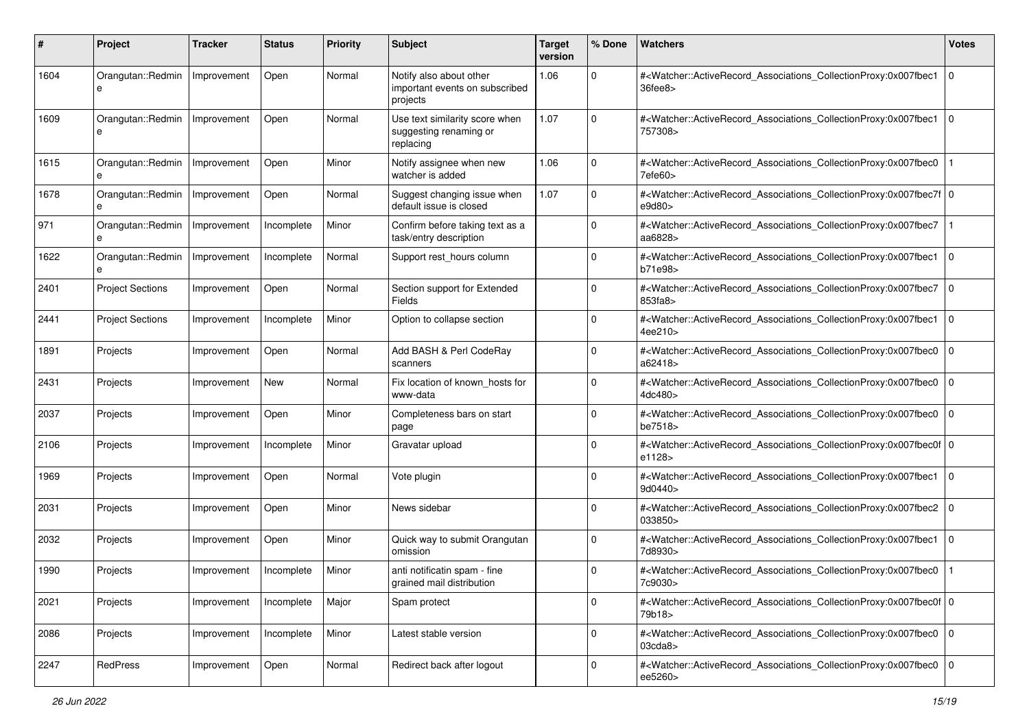| # | Project | Tracker | Status | Priority | Subject | Target version | % Done | Watchers | Votes |
|---|---|---|---|---|---|---|---|---|---|
| 1604 | Orangutan::Redmine | Improvement | Open | Normal | Notify also about other important events on subscribed projects | 1.06 | 0 | #<Watcher::ActiveRecord_Associations_CollectionProxy:0x007fbec136fee8> | 0 |
| 1609 | Orangutan::Redmine | Improvement | Open | Normal | Use text similarity score when suggesting renaming or replacing | 1.07 | 0 | #<Watcher::ActiveRecord_Associations_CollectionProxy:0x007fbec1757308> | 0 |
| 1615 | Orangutan::Redmine | Improvement | Open | Minor | Notify assignee when new watcher is added | 1.06 | 0 | #<Watcher::ActiveRecord_Associations_CollectionProxy:0x007fbec07efe60> | 1 |
| 1678 | Orangutan::Redmine | Improvement | Open | Normal | Suggest changing issue when default issue is closed | 1.07 | 0 | #<Watcher::ActiveRecord_Associations_CollectionProxy:0x007fbec7fe9d80> | 0 |
| 971 | Orangutan::Redmine | Improvement | Incomplete | Minor | Confirm before taking text as a task/entry description | | 0 | #<Watcher::ActiveRecord_Associations_CollectionProxy:0x007fbec7aa6828> | 1 |
| 1622 | Orangutan::Redmine | Improvement | Incomplete | Normal | Support rest_hours column | | 0 | #<Watcher::ActiveRecord_Associations_CollectionProxy:0x007fbec1b71e98> | 0 |
| 2401 | Project Sections | Improvement | Open | Normal | Section support for Extended Fields | | 0 | #<Watcher::ActiveRecord_Associations_CollectionProxy:0x007fbec7853fa8> | 0 |
| 2441 | Project Sections | Improvement | Incomplete | Minor | Option to collapse section | | 0 | #<Watcher::ActiveRecord_Associations_CollectionProxy:0x007fbec14ee210> | 0 |
| 1891 | Projects | Improvement | Open | Normal | Add BASH & Perl CodeRay scanners | | 0 | #<Watcher::ActiveRecord_Associations_CollectionProxy:0x007fbec0a62418> | 0 |
| 2431 | Projects | Improvement | New | Normal | Fix location of known_hosts for www-data | | 0 | #<Watcher::ActiveRecord_Associations_CollectionProxy:0x007fbec04dc480> | 0 |
| 2037 | Projects | Improvement | Open | Minor | Completeness bars on start page | | 0 | #<Watcher::ActiveRecord_Associations_CollectionProxy:0x007fbec0be7518> | 0 |
| 2106 | Projects | Improvement | Incomplete | Minor | Gravatar upload | | 0 | #<Watcher::ActiveRecord_Associations_CollectionProxy:0x007fbec0fe1128> | 0 |
| 1969 | Projects | Improvement | Open | Normal | Vote plugin | | 0 | #<Watcher::ActiveRecord_Associations_CollectionProxy:0x007fbec19d0440> | 0 |
| 2031 | Projects | Improvement | Open | Minor | News sidebar | | 0 | #<Watcher::ActiveRecord_Associations_CollectionProxy:0x007fbec2033850> | 0 |
| 2032 | Projects | Improvement | Open | Minor | Quick way to submit Orangutan omission | | 0 | #<Watcher::ActiveRecord_Associations_CollectionProxy:0x007fbec17d8930> | 0 |
| 1990 | Projects | Improvement | Incomplete | Minor | anti notificatin spam - fine grained mail distribution | | 0 | #<Watcher::ActiveRecord_Associations_CollectionProxy:0x007fbec07c9030> | 1 |
| 2021 | Projects | Improvement | Incomplete | Major | Spam protect | | 0 | #<Watcher::ActiveRecord_Associations_CollectionProxy:0x007fbec0f79b18> | 0 |
| 2086 | Projects | Improvement | Incomplete | Minor | Latest stable version | | 0 | #<Watcher::ActiveRecord_Associations_CollectionProxy:0x007fbec003cda8> | 0 |
| 2247 | RedPress | Improvement | Open | Normal | Redirect back after logout | | 0 | #<Watcher::ActiveRecord_Associations_CollectionProxy:0x007fbec0ee5260> | 0 |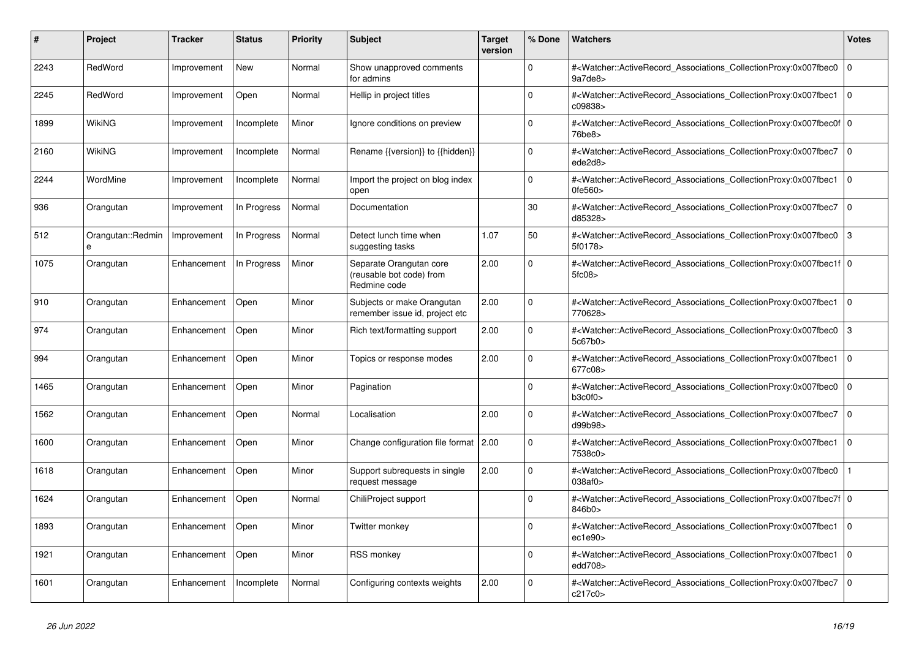| # | Project | Tracker | Status | Priority | Subject | Target version | % Done | Watchers | Votes |
|---|---|---|---|---|---|---|---|---|---|
| 2243 | RedWord | Improvement | New | Normal | Show unapproved comments for admins | | 0 | #<Watcher::ActiveRecord_Associations_CollectionProxy:0x007fbec09a7de8> | 0 |
| 2245 | RedWord | Improvement | Open | Normal | Hellip in project titles | | 0 | #<Watcher::ActiveRecord_Associations_CollectionProxy:0x007fbec1c09838> | 0 |
| 1899 | WikiNG | Improvement | Incomplete | Minor | Ignore conditions on preview | | 0 | #<Watcher::ActiveRecord_Associations_CollectionProxy:0x007fbec0f76be8> | 0 |
| 2160 | WikiNG | Improvement | Incomplete | Normal | Rename {{version}} to {{hidden}} | | 0 | #<Watcher::ActiveRecord_Associations_CollectionProxy:0x007fbec7ede2d8> | 0 |
| 2244 | WordMine | Improvement | Incomplete | Normal | Import the project on blog index open | | 0 | #<Watcher::ActiveRecord_Associations_CollectionProxy:0x007fbec10fe560> | 0 |
| 936 | Orangutan | Improvement | In Progress | Normal | Documentation | | 30 | #<Watcher::ActiveRecord_Associations_CollectionProxy:0x007fbec7d85328> | 0 |
| 512 | Orangutan::Redmine | Improvement | In Progress | Normal | Detect lunch time when suggesting tasks | 1.07 | 50 | #<Watcher::ActiveRecord_Associations_CollectionProxy:0x007fbec05f0178> | 3 |
| 1075 | Orangutan | Enhancement | In Progress | Minor | Separate Orangutan core (reusable bot code) from Redmine code | 2.00 | 0 | #<Watcher::ActiveRecord_Associations_CollectionProxy:0x007fbec1f5fc08> | 0 |
| 910 | Orangutan | Enhancement | Open | Minor | Subjects or make Orangutan remember issue id, project etc | 2.00 | 0 | #<Watcher::ActiveRecord_Associations_CollectionProxy:0x007fbec1770628> | 0 |
| 974 | Orangutan | Enhancement | Open | Minor | Rich text/formatting support | 2.00 | 0 | #<Watcher::ActiveRecord_Associations_CollectionProxy:0x007fbec05c67b0> | 3 |
| 994 | Orangutan | Enhancement | Open | Minor | Topics or response modes | 2.00 | 0 | #<Watcher::ActiveRecord_Associations_CollectionProxy:0x007fbec1677c08> | 0 |
| 1465 | Orangutan | Enhancement | Open | Minor | Pagination | | 0 | #<Watcher::ActiveRecord_Associations_CollectionProxy:0x007fbec0b3c0f0> | 0 |
| 1562 | Orangutan | Enhancement | Open | Normal | Localisation | 2.00 | 0 | #<Watcher::ActiveRecord_Associations_CollectionProxy:0x007fbec7d99b98> | 0 |
| 1600 | Orangutan | Enhancement | Open | Minor | Change configuration file format | 2.00 | 0 | #<Watcher::ActiveRecord_Associations_CollectionProxy:0x007fbec17538c0> | 0 |
| 1618 | Orangutan | Enhancement | Open | Minor | Support subrequests in single request message | 2.00 | 0 | #<Watcher::ActiveRecord_Associations_CollectionProxy:0x007fbec0038af0> | 1 |
| 1624 | Orangutan | Enhancement | Open | Normal | ChiliProject support | | 0 | #<Watcher::ActiveRecord_Associations_CollectionProxy:0x007fbec7f846b0> | 0 |
| 1893 | Orangutan | Enhancement | Open | Minor | Twitter monkey | | 0 | #<Watcher::ActiveRecord_Associations_CollectionProxy:0x007fbec1ec1e90> | 0 |
| 1921 | Orangutan | Enhancement | Open | Minor | RSS monkey | | 0 | #<Watcher::ActiveRecord_Associations_CollectionProxy:0x007fbec1edd708> | 0 |
| 1601 | Orangutan | Enhancement | Incomplete | Normal | Configuring contexts weights | 2.00 | 0 | #<Watcher::ActiveRecord_Associations_CollectionProxy:0x007fbec7c217c0> | 0 |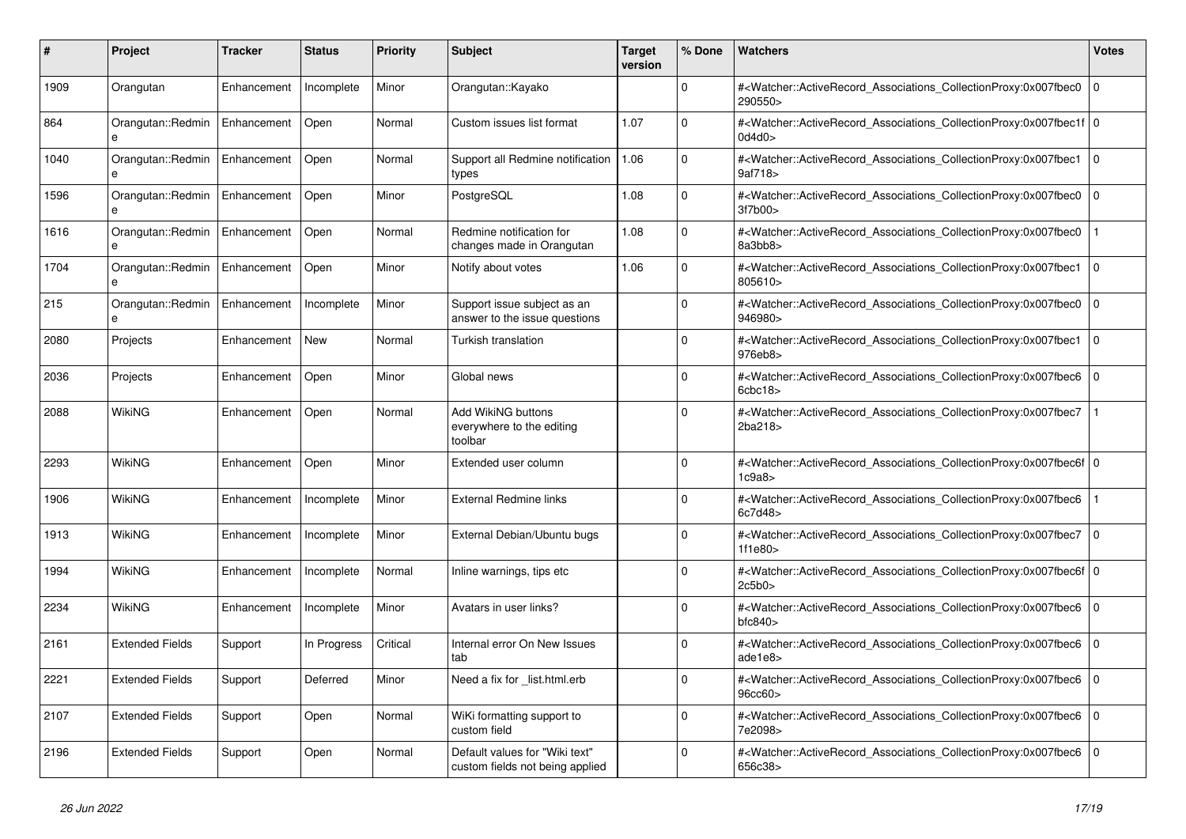| # | Project | Tracker | Status | Priority | Subject | Target version | % Done | Watchers | Votes |
|---|---|---|---|---|---|---|---|---|---|
| 1909 | Orangutan | Enhancement | Incomplete | Minor | Orangutan::Kayako | | 0 | #<Watcher::ActiveRecord_Associations_CollectionProxy:0x007fbec0290550> | 0 |
| 864 | Orangutan::Redmine | Enhancement | Open | Normal | Custom issues list format | 1.07 | 0 | #<Watcher::ActiveRecord_Associations_CollectionProxy:0x007fbec1f0d4d0> | 0 |
| 1040 | Orangutan::Redmine | Enhancement | Open | Normal | Support all Redmine notification types | 1.06 | 0 | #<Watcher::ActiveRecord_Associations_CollectionProxy:0x007fbec19af718> | 0 |
| 1596 | Orangutan::Redmine | Enhancement | Open | Minor | PostgreSQL | 1.08 | 0 | #<Watcher::ActiveRecord_Associations_CollectionProxy:0x007fbec03f7b00> | 0 |
| 1616 | Orangutan::Redmine | Enhancement | Open | Normal | Redmine notification for changes made in Orangutan | 1.08 | 0 | #<Watcher::ActiveRecord_Associations_CollectionProxy:0x007fbec08a3bb8> | 1 |
| 1704 | Orangutan::Redmine | Enhancement | Open | Minor | Notify about votes | 1.06 | 0 | #<Watcher::ActiveRecord_Associations_CollectionProxy:0x007fbec1805610> | 0 |
| 215 | Orangutan::Redmine | Enhancement | Incomplete | Minor | Support issue subject as an answer to the issue questions | | 0 | #<Watcher::ActiveRecord_Associations_CollectionProxy:0x007fbec0946980> | 0 |
| 2080 | Projects | Enhancement | New | Normal | Turkish translation | | 0 | #<Watcher::ActiveRecord_Associations_CollectionProxy:0x007fbec1976eb8> | 0 |
| 2036 | Projects | Enhancement | Open | Minor | Global news | | 0 | #<Watcher::ActiveRecord_Associations_CollectionProxy:0x007fbec66cbc18> | 0 |
| 2088 | WikiNG | Enhancement | Open | Normal | Add WikiNG buttons everywhere to the editing toolbar | | 0 | #<Watcher::ActiveRecord_Associations_CollectionProxy:0x007fbec72ba218> | 1 |
| 2293 | WikiNG | Enhancement | Open | Minor | Extended user column | | 0 | #<Watcher::ActiveRecord_Associations_CollectionProxy:0x007fbec6f1c9a8> | 0 |
| 1906 | WikiNG | Enhancement | Incomplete | Minor | External Redmine links | | 0 | #<Watcher::ActiveRecord_Associations_CollectionProxy:0x007fbec66c7d48> | 1 |
| 1913 | WikiNG | Enhancement | Incomplete | Minor | External Debian/Ubuntu bugs | | 0 | #<Watcher::ActiveRecord_Associations_CollectionProxy:0x007fbec71f1e80> | 0 |
| 1994 | WikiNG | Enhancement | Incomplete | Normal | Inline warnings, tips etc | | 0 | #<Watcher::ActiveRecord_Associations_CollectionProxy:0x007fbec6f2c5b0> | 0 |
| 2234 | WikiNG | Enhancement | Incomplete | Minor | Avatars in user links? | | 0 | #<Watcher::ActiveRecord_Associations_CollectionProxy:0x007fbec6bfc840> | 0 |
| 2161 | Extended Fields | Support | In Progress | Critical | Internal error On New Issues tab | | 0 | #<Watcher::ActiveRecord_Associations_CollectionProxy:0x007fbec6ade1e8> | 0 |
| 2221 | Extended Fields | Support | Deferred | Minor | Need a fix for _list.html.erb | | 0 | #<Watcher::ActiveRecord_Associations_CollectionProxy:0x007fbec696cc60> | 0 |
| 2107 | Extended Fields | Support | Open | Normal | WiKi formatting support to custom field | | 0 | #<Watcher::ActiveRecord_Associations_CollectionProxy:0x007fbec67e2098> | 0 |
| 2196 | Extended Fields | Support | Open | Normal | Default values for "Wiki text" custom fields not being applied | | 0 | #<Watcher::ActiveRecord_Associations_CollectionProxy:0x007fbec6656c38> | 0 |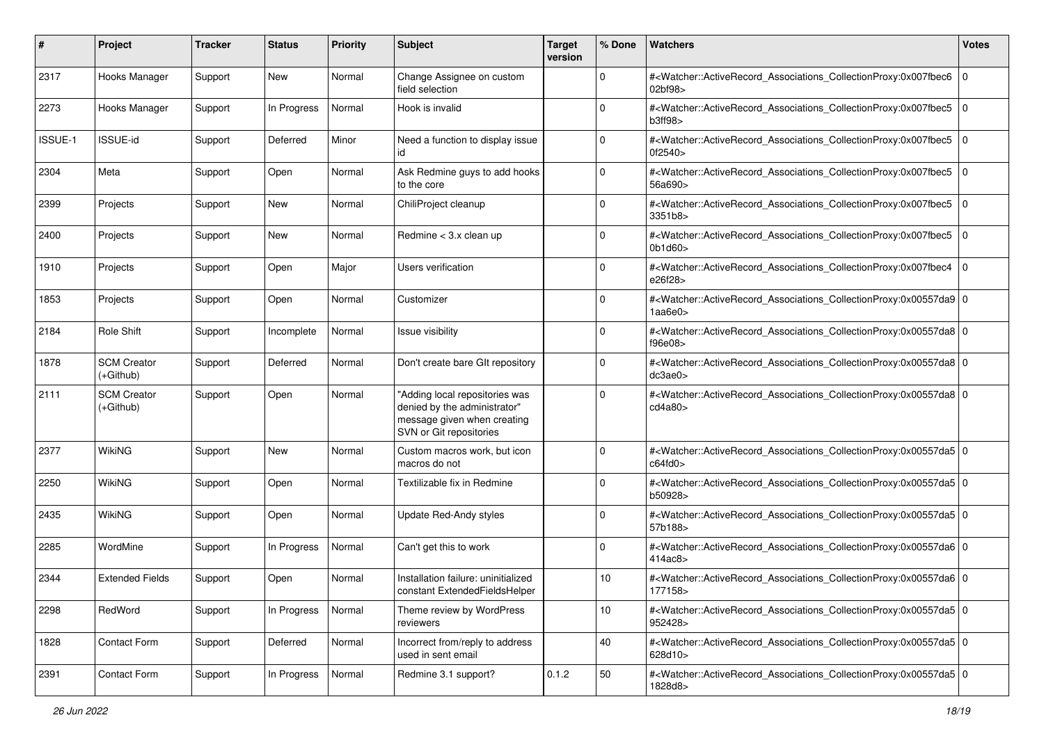| # | Project | Tracker | Status | Priority | Subject | Target version | % Done | Watchers | Votes |
|---|---|---|---|---|---|---|---|---|---|
| 2317 | Hooks Manager | Support | New | Normal | Change Assignee on custom field selection | | 0 | #<Watcher::ActiveRecord_Associations_CollectionProxy:0x007fbec602bf98> | 0 |
| 2273 | Hooks Manager | Support | In Progress | Normal | Hook is invalid | | 0 | #<Watcher::ActiveRecord_Associations_CollectionProxy:0x007fbec5b3ff98> | 0 |
| ISSUE-1 | ISSUE-id | Support | Deferred | Minor | Need a function to display issue id | | 0 | #<Watcher::ActiveRecord_Associations_CollectionProxy:0x007fbec50f2540> | 0 |
| 2304 | Meta | Support | Open | Normal | Ask Redmine guys to add hooks to the core | | 0 | #<Watcher::ActiveRecord_Associations_CollectionProxy:0x007fbec556a690> | 0 |
| 2399 | Projects | Support | New | Normal | ChiliProject cleanup | | 0 | #<Watcher::ActiveRecord_Associations_CollectionProxy:0x007fbec53351b8> | 0 |
| 2400 | Projects | Support | New | Normal | Redmine < 3.x clean up | | 0 | #<Watcher::ActiveRecord_Associations_CollectionProxy:0x007fbec50b1d60> | 0 |
| 1910 | Projects | Support | Open | Major | Users verification | | 0 | #<Watcher::ActiveRecord_Associations_CollectionProxy:0x007fbec4e26f28> | 0 |
| 1853 | Projects | Support | Open | Normal | Customizer | | 0 | #<Watcher::ActiveRecord_Associations_CollectionProxy:0x00557da91aa6e0> | 0 |
| 2184 | Role Shift | Support | Incomplete | Normal | Issue visibility | | 0 | #<Watcher::ActiveRecord_Associations_CollectionProxy:0x00557da8f96e08> | 0 |
| 1878 | SCM Creator (+Github) | Support | Deferred | Normal | Don't create bare GIt repository | | 0 | #<Watcher::ActiveRecord_Associations_CollectionProxy:0x00557da8dc3ae0> | 0 |
| 2111 | SCM Creator (+Github) | Support | Open | Normal | "Adding local repositories was denied by the administrator" message given when creating SVN or Git repositories | | 0 | #<Watcher::ActiveRecord_Associations_CollectionProxy:0x00557da8cd4a80> | 0 |
| 2377 | WikiNG | Support | New | Normal | Custom macros work, but icon macros do not | | 0 | #<Watcher::ActiveRecord_Associations_CollectionProxy:0x00557da5c64fd0> | 0 |
| 2250 | WikiNG | Support | Open | Normal | Textilizable fix in Redmine | | 0 | #<Watcher::ActiveRecord_Associations_CollectionProxy:0x00557da5b50928> | 0 |
| 2435 | WikiNG | Support | Open | Normal | Update Red-Andy styles | | 0 | #<Watcher::ActiveRecord_Associations_CollectionProxy:0x00557da557b188> | 0 |
| 2285 | WordMine | Support | In Progress | Normal | Can't get this to work | | 0 | #<Watcher::ActiveRecord_Associations_CollectionProxy:0x00557da6414ac8> | 0 |
| 2344 | Extended Fields | Support | Open | Normal | Installation failure: uninitialized constant ExtendedFieldsHelper | | 10 | #<Watcher::ActiveRecord_Associations_CollectionProxy:0x00557da6177158> | 0 |
| 2298 | RedWord | Support | In Progress | Normal | Theme review by WordPress reviewers | | 10 | #<Watcher::ActiveRecord_Associations_CollectionProxy:0x00557da5952428> | 0 |
| 1828 | Contact Form | Support | Deferred | Normal | Incorrect from/reply to address used in sent email | | 40 | #<Watcher::ActiveRecord_Associations_CollectionProxy:0x00557da5628d10> | 0 |
| 2391 | Contact Form | Support | In Progress | Normal | Redmine 3.1 support? | 0.1.2 | 50 | #<Watcher::ActiveRecord_Associations_CollectionProxy:0x00557da51828d8> | 0 |

*26 Jun 2022*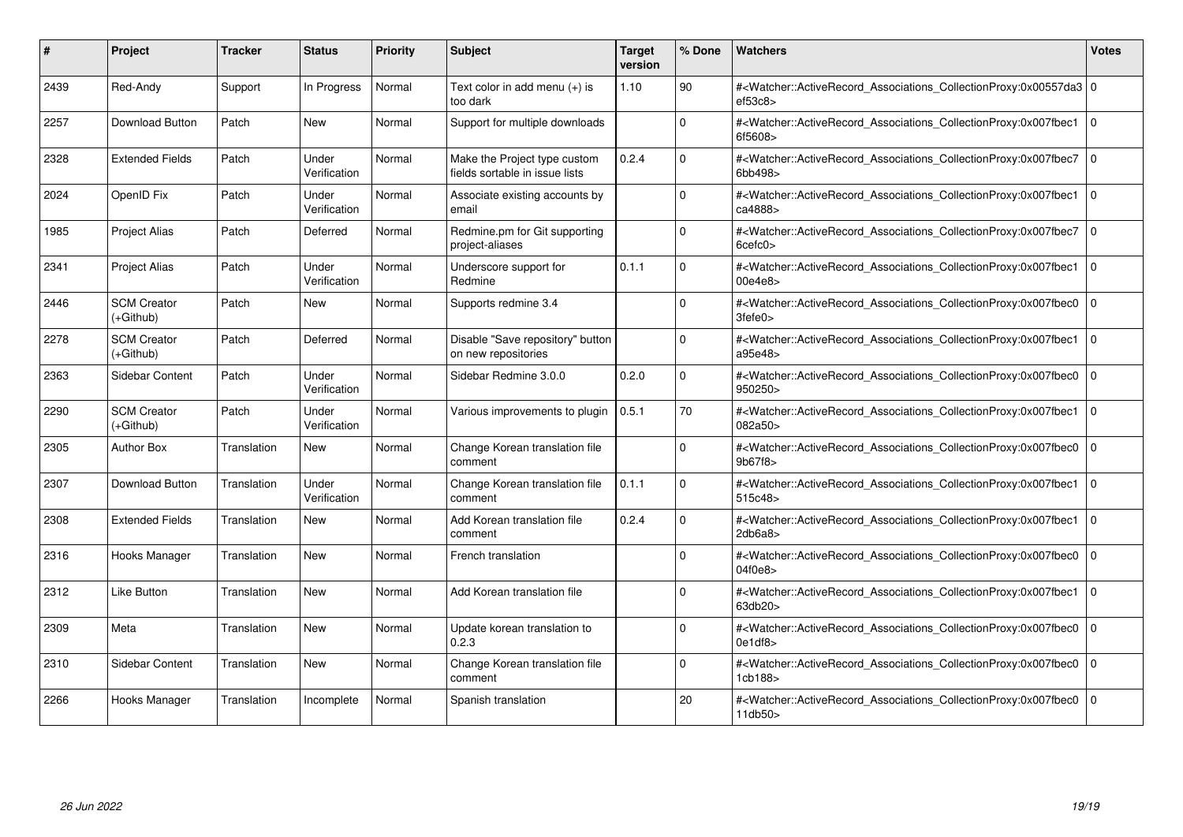| # | Project | Tracker | Status | Priority | Subject | Target version | % Done | Watchers | Votes |
|---|---|---|---|---|---|---|---|---|---|
| 2439 | Red-Andy | Support | In Progress | Normal | Text color in add menu (+) is too dark | 1.10 | 90 | #<Watcher::ActiveRecord_Associations_CollectionProxy:0x00557da3ef53c8> | 0 |
| 2257 | Download Button | Patch | New | Normal | Support for multiple downloads | | 0 | #<Watcher::ActiveRecord_Associations_CollectionProxy:0x007fbec16f5608> | 0 |
| 2328 | Extended Fields | Patch | Under Verification | Normal | Make the Project type custom fields sortable in issue lists | 0.2.4 | 0 | #<Watcher::ActiveRecord_Associations_CollectionProxy:0x007fbec76bb498> | 0 |
| 2024 | OpenID Fix | Patch | Under Verification | Normal | Associate existing accounts by email | | 0 | #<Watcher::ActiveRecord_Associations_CollectionProxy:0x007fbec1ca4888> | 0 |
| 1985 | Project Alias | Patch | Deferred | Normal | Redmine.pm for Git supporting project-aliases | | 0 | #<Watcher::ActiveRecord_Associations_CollectionProxy:0x007fbec76cefc0> | 0 |
| 2341 | Project Alias | Patch | Under Verification | Normal | Underscore support for Redmine | 0.1.1 | 0 | #<Watcher::ActiveRecord_Associations_CollectionProxy:0x007fbec100e4e8> | 0 |
| 2446 | SCM Creator (+Github) | Patch | New | Normal | Supports redmine 3.4 | | 0 | #<Watcher::ActiveRecord_Associations_CollectionProxy:0x007fbec03fefe0> | 0 |
| 2278 | SCM Creator (+Github) | Patch | Deferred | Normal | Disable "Save repository" button on new repositories | | 0 | #<Watcher::ActiveRecord_Associations_CollectionProxy:0x007fbec1a95e48> | 0 |
| 2363 | Sidebar Content | Patch | Under Verification | Normal | Sidebar Redmine 3.0.0 | 0.2.0 | 0 | #<Watcher::ActiveRecord_Associations_CollectionProxy:0x007fbec0950250> | 0 |
| 2290 | SCM Creator (+Github) | Patch | Under Verification | Normal | Various improvements to plugin | 0.5.1 | 70 | #<Watcher::ActiveRecord_Associations_CollectionProxy:0x007fbec1082a50> | 0 |
| 2305 | Author Box | Translation | New | Normal | Change Korean translation file comment | | 0 | #<Watcher::ActiveRecord_Associations_CollectionProxy:0x007fbec09b67f8> | 0 |
| 2307 | Download Button | Translation | Under Verification | Normal | Change Korean translation file comment | 0.1.1 | 0 | #<Watcher::ActiveRecord_Associations_CollectionProxy:0x007fbec1515c48> | 0 |
| 2308 | Extended Fields | Translation | New | Normal | Add Korean translation file comment | 0.2.4 | 0 | #<Watcher::ActiveRecord_Associations_CollectionProxy:0x007fbec12db6a8> | 0 |
| 2316 | Hooks Manager | Translation | New | Normal | French translation | | 0 | #<Watcher::ActiveRecord_Associations_CollectionProxy:0x007fbec004f0e8> | 0 |
| 2312 | Like Button | Translation | New | Normal | Add Korean translation file | | 0 | #<Watcher::ActiveRecord_Associations_CollectionProxy:0x007fbec163db20> | 0 |
| 2309 | Meta | Translation | New | Normal | Update korean translation to 0.2.3 | | 0 | #<Watcher::ActiveRecord_Associations_CollectionProxy:0x007fbec00e1df8> | 0 |
| 2310 | Sidebar Content | Translation | New | Normal | Change Korean translation file comment | | 0 | #<Watcher::ActiveRecord_Associations_CollectionProxy:0x007fbec01cb188> | 0 |
| 2266 | Hooks Manager | Translation | Incomplete | Normal | Spanish translation | | 20 | #<Watcher::ActiveRecord_Associations_CollectionProxy:0x007fbec011db50> | 0 |